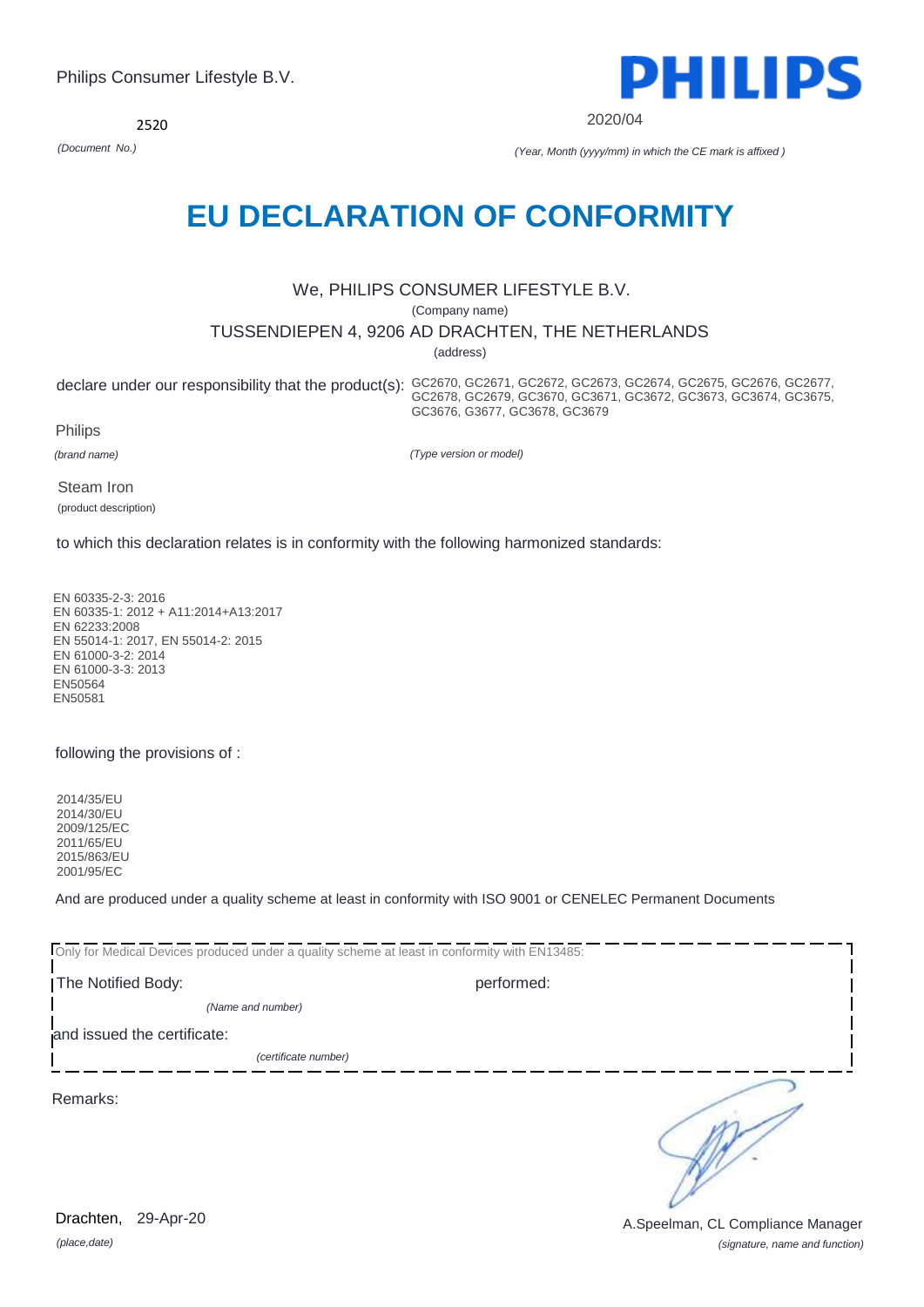Philips Consumer Lifestyle B.V.

2520

*(Document No.)*

2020/04

*(Year, Month (yyyy/mm) in which the CE mark is affixed )*

# EU DECLARATION OF CONFORMITY

We, PHILIPS CONSUMER LIFESTYLE B.V.

(Company name)

TUSSENDIEPEN 4, 9206 AD DRACHTEN, THE NETHERLANDS

(address)

declare under our responsibility that the product(s): GC2670, GC2671, GC2672, GC2673, GC2674, GC2675, GC2676, GC2677, GC2678, GC2679, GC3670, GC3671, GC3672, GC3673, GC3674, GC3675, GC3676, G3677, GC3678, GC3679

Philips

*(brand name)*

*(Type version or model)*

Steam Iron

(product description)

to which this declaration relates is in conformity with the following harmonized standards:

EN 60335-2-3: 2016
EN 60335-1: 2012 + A11:2014+A13:2017
EN 62233:2008
EN 55014-1: 2017, EN 55014-2: 2015
EN 61000-3-2: 2014
EN 61000-3-3: 2013
EN50564
EN50581

following the provisions of :

2014/35/EU
2014/30/EU
2009/125/EC
2011/65/EU
2015/863/EU
2001/95/EC

And are produced under a quality scheme at least in conformity with ISO 9001 or CENELEC Permanent Documents

Only for Medical Devices produced under a quality scheme at least in conformity with EN13485:

The Notified Body: performed:

*(Name and number)*

and issued the certificate:

*(certificate number)*

Remarks:

Drachten, 29-Apr-20

*(place,date)*

A.Speelman, CL Compliance Manager

*(signature, name and function)*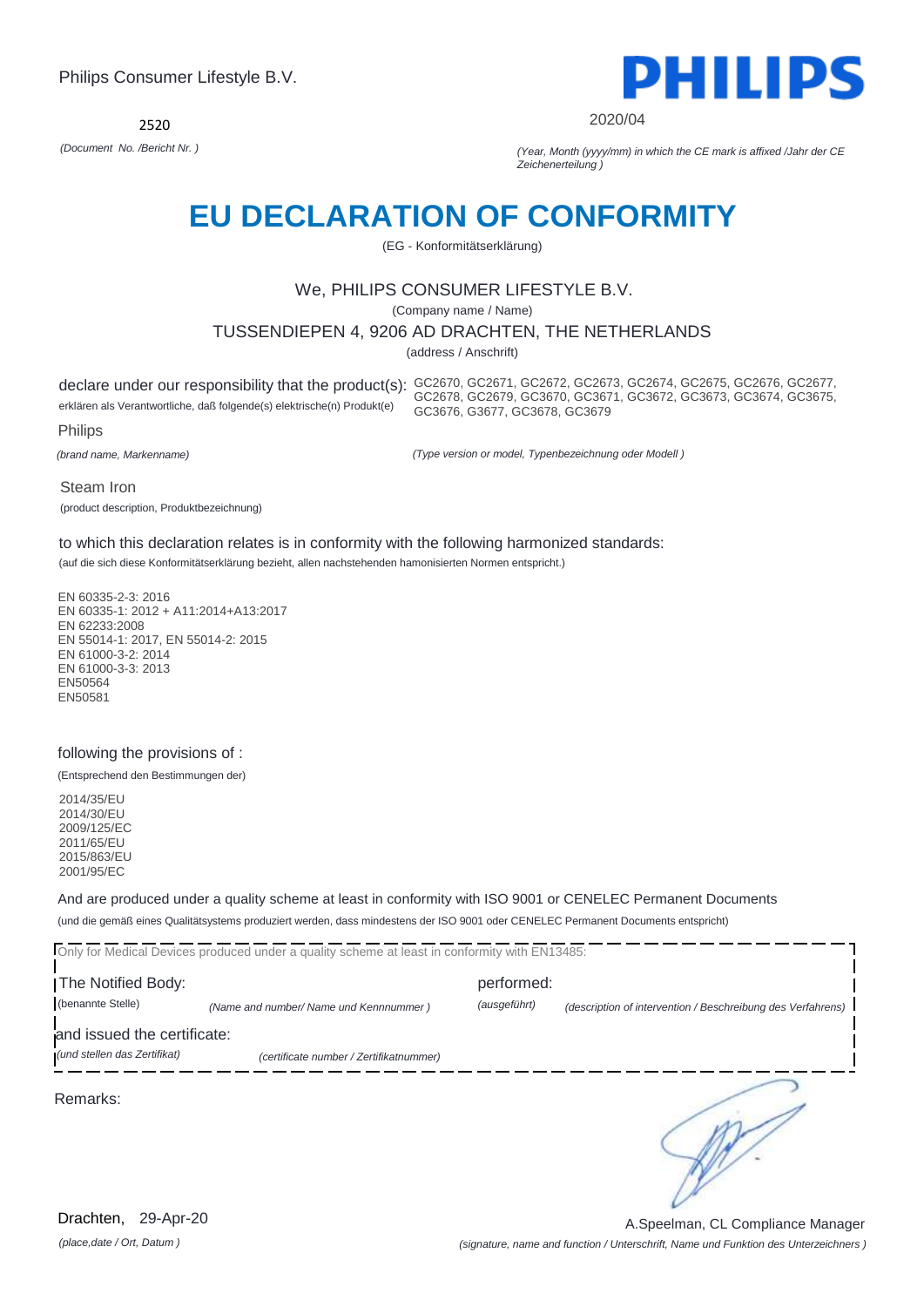Philips Consumer Lifestyle B.V.

**PHILIPS**

2520

*(Document No. /Bericht Nr. )*

2020/04

*(Year, Month (yyyy/mm) in which the CE mark is affixed /Jahr der CE Zeichenerteilung )*

# EU DECLARATION OF CONFORMITY

(EG - Konformitätserklärung)

We, PHILIPS CONSUMER LIFESTYLE B.V.

(Company name / Name)

TUSSENDIEPEN 4, 9206 AD DRACHTEN, THE NETHERLANDS

(address / Anschrift)

declare under our responsibility that the product(s): GC2670, GC2671, GC2672, GC2673, GC2674, GC2675, GC2676, GC2677, GC2678, GC2679, GC3670, GC3671, GC3672, GC3673, GC3674, GC3675, GC3676, G3677, GC3678, GC3679

erklären als Verantwortliche, daß folgende(s) elektrische(n) Produkt(e)

Philips

*(brand name, Markenname)*

*(Type version or model, Typenbezeichnung oder Modell )*

Steam Iron

(product description, Produktbezeichnung)

to which this declaration relates is in conformity with the following harmonized standards:

(auf die sich diese Konformitätserklärung bezieht, allen nachstehenden hamonisierten Normen entspricht.)

EN 60335-2-3: 2016
EN 60335-1: 2012 + A11:2014+A13:2017
EN 62233:2008
EN 55014-1: 2017, EN 55014-2: 2015
EN 61000-3-2: 2014
EN 61000-3-3: 2013
EN50564
EN50581

following the provisions of :

(Entsprechend den Bestimmungen der)

2014/35/EU
2014/30/EU
2009/125/EC
2011/65/EU
2015/863/EU
2001/95/EC

And are produced under a quality scheme at least in conformity with ISO 9001 or CENELEC Permanent Documents

(und die gemäß eines Qualitätsystems produziert werden, dass mindestens der ISO 9001 oder CENELEC Permanent Documents entspricht)

Only for Medical Devices produced under a quality scheme at least in conformity with EN13485:

The Notified Body: (benannte Stelle) *(Name and number/ Name und Kennnummer )*

performed: *(ausgeführt)* *(description of intervention / Beschreibung des Verfahrens)*

and issued the certificate: *(und stellen das Zertifikat)* *(certificate number / Zertifikatnummer)*

Remarks:

Drachten, 29-Apr-20

*(place,date / Ort, Datum )*

A.Speelman, CL Compliance Manager

*(signature, name and function / Unterschrift, Name und Funktion des Unterzeichners )*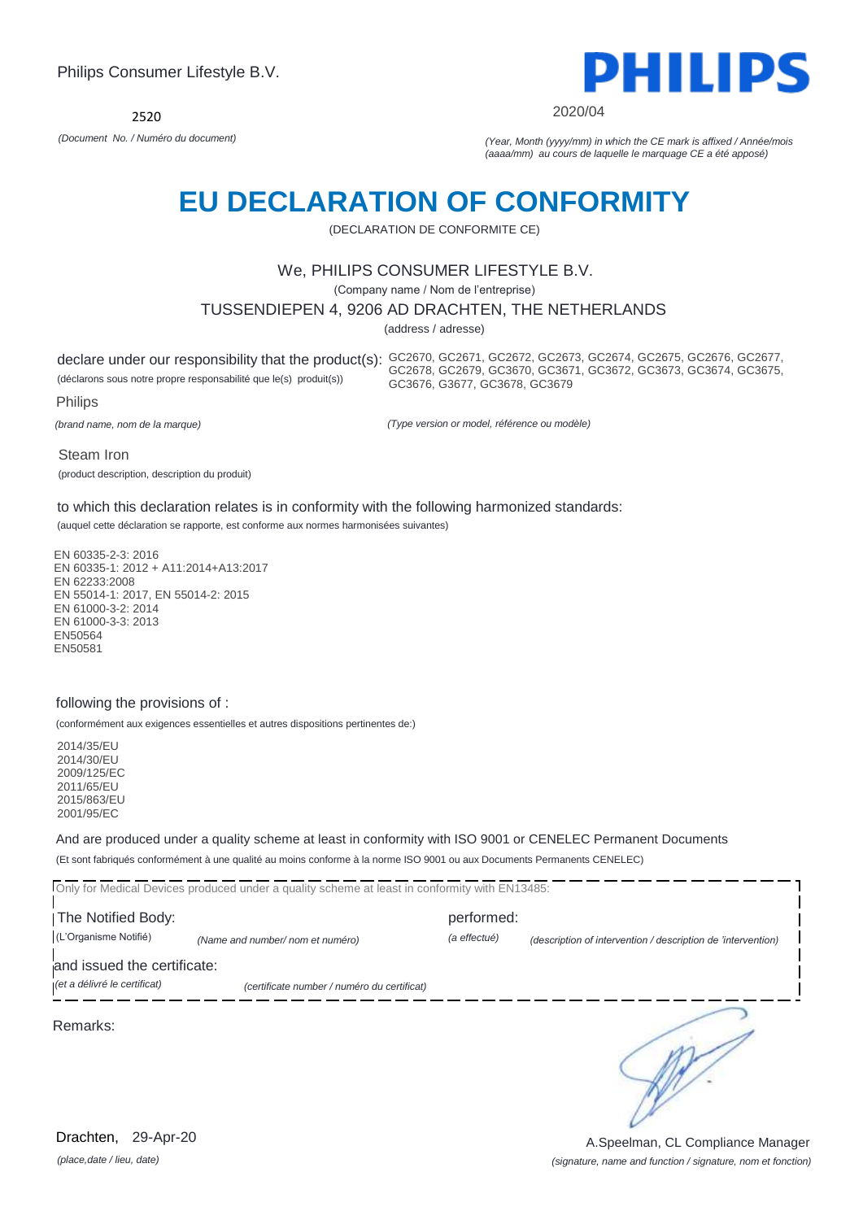Philips Consumer Lifestyle B.V.

2520

*(Document No. / Numéro du document)*

PHILIPS

2020/04

*(Year, Month (yyyy/mm) in which the CE mark is affixed / Année/mois (aaaa/mm) au cours de laquelle le marquage CE a été apposé)*

# EU DECLARATION OF CONFORMITY

(DECLARATION DE CONFORMITE CE)

We, PHILIPS CONSUMER LIFESTYLE B.V.

(Company name / Nom de l'entreprise)

TUSSENDIEPEN 4, 9206 AD DRACHTEN, THE NETHERLANDS

(address / adresse)

declare under our responsibility that the product(s): GC2670, GC2671, GC2672, GC2673, GC2674, GC2675, GC2676, GC2677, GC2678, GC2679, GC3670, GC3671, GC3672, GC3673, GC3674, GC3675, GC3676, G3677, GC3678, GC3679

(déclarons sous notre propre responsabilité que le(s) produit(s))

Philips

*(brand name, nom de la marque)*

*(Type version or model, référence ou modèle)*

Steam Iron

(product description, description du produit)

to which this declaration relates is in conformity with the following harmonized standards:

(auquel cette déclaration se rapporte, est conforme aux normes harmonisées suivantes)

EN 60335-2-3: 2016
EN 60335-1: 2012 + A11:2014+A13:2017
EN 62233:2008
EN 55014-1: 2017, EN 55014-2: 2015
EN 61000-3-2: 2014
EN 61000-3-3: 2013
EN50564
EN50581

following the provisions of :

(conformément aux exigences essentielles et autres dispositions pertinentes de:)

2014/35/EU
2014/30/EU
2009/125/EC
2011/65/EU
2015/863/EU
2001/95/EC

And are produced under a quality scheme at least in conformity with ISO 9001 or CENELEC Permanent Documents

(Et sont fabriqués conformément à une qualité au moins conforme à la norme ISO 9001 ou aux Documents Permanents CENELEC)

Only for Medical Devices produced under a quality scheme at least in conformity with EN13485:

The Notified Body: (L'Organisme Notifié) *(Name and number/ nom et numéro)*

performed: *(a effectué)* *(description of intervention / description de 'intervention)*

and issued the certificate: *(et a délivré le certificat)* *(certificate number / numéro du certificat)*

Remarks:

Drachten, 29-Apr-20

*(place,date / lieu, date)*

A.Speelman, CL Compliance Manager

*(signature, name and function / signature, nom et fonction)*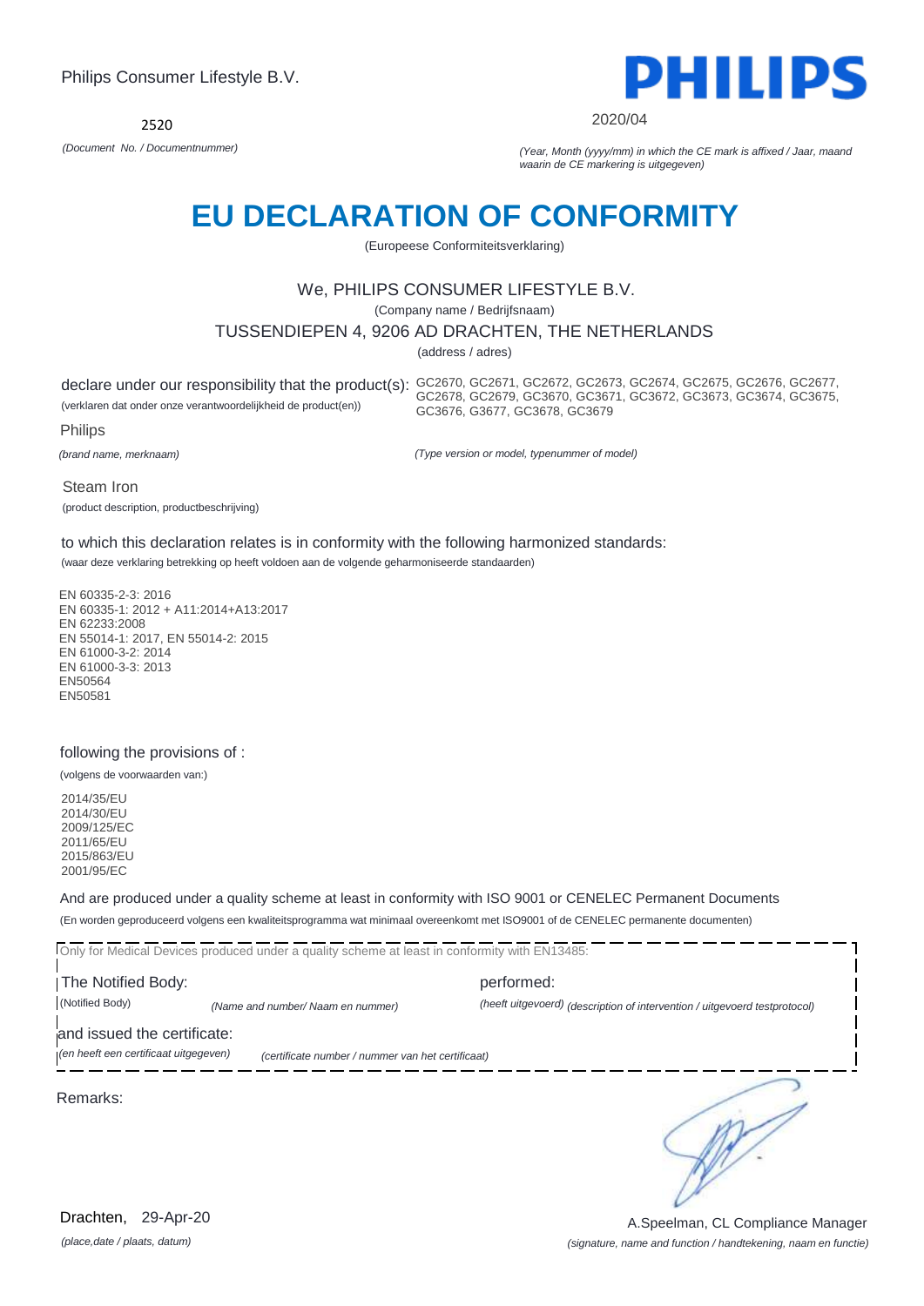Philips Consumer Lifestyle B.V.

**PHILIPS**

2520

*(Document No. / Documentnummer)*

2020/04

*(Year, Month (yyyy/mm) in which the CE mark is affixed / Jaar, maand waarin de CE markering is uitgegeven)*

# EU DECLARATION OF CONFORMITY

(Europeese Conformiteitsverklaring)

We, PHILIPS CONSUMER LIFESTYLE B.V.

(Company name / Bedrijfsnaam)

TUSSENDIEPEN 4, 9206 AD DRACHTEN, THE NETHERLANDS

(address / adres)

declare under our responsibility that the product(s): GC2670, GC2671, GC2672, GC2673, GC2674, GC2675, GC2676, GC2677, GC2678, GC2679, GC3670, GC3671, GC3672, GC3673, GC3674, GC3675, GC3676, G3677, GC3678, GC3679

(verklaren dat onder onze verantwoordelijkheid de product(en))

Philips

*(brand name, merknaam)*

*(Type version or model, typenummer of model)*

Steam Iron

(product description, productbeschrijving)

to which this declaration relates is in conformity with the following harmonized standards:

(waar deze verklaring betrekking op heeft voldoen aan de volgende geharmoniseerde standaarden)

EN 60335-2-3: 2016
EN 60335-1: 2012 + A11:2014+A13:2017
EN 62233:2008
EN 55014-1: 2017, EN 55014-2: 2015
EN 61000-3-2: 2014
EN 61000-3-3: 2013
EN50564
EN50581

following the provisions of :

(volgens de voorwaarden van:)

2014/35/EU
2014/30/EU
2009/125/EC
2011/65/EU
2015/863/EU
2001/95/EC

And are produced under a quality scheme at least in conformity with ISO 9001 or CENELEC Permanent Documents

(En worden geproduceerd volgens een kwaliteitsprogramma wat minimaal overeenkomt met ISO9001 of de CENELEC permanente documenten)

Only for Medical Devices produced under a quality scheme at least in conformity with EN13485:

The Notified Body: performed:

(Notified Body) *(Name and number/ Naam en nummer)* *(heeft uitgevoerd) (description of intervention / uitgevoerd testprotocol)*

and issued the certificate:

*(en heeft een certificaat uitgegeven)* *(certificate number / nummer van het certificaat)*

Remarks:

Drachten, 29-Apr-20

*(place,date / plaats, datum)*

A.Speelman, CL Compliance Manager

*(signature, name and function / handtekening, naam en functie)*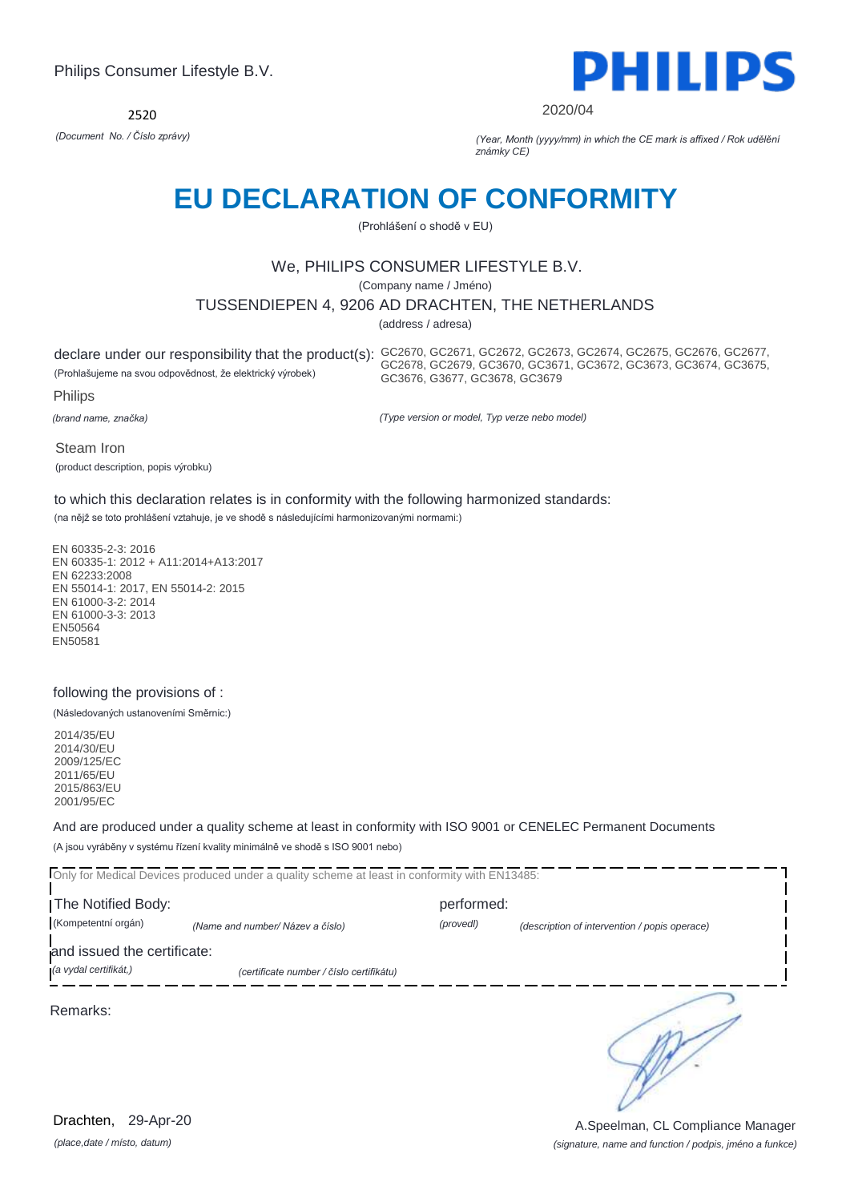Philips Consumer Lifestyle B.V.

2520

*(Document No. / Číslo zprávy)*

2020/04

*(Year, Month (yyyy/mm) in which the CE mark is affixed / Rok udělění známky CE)*

# EU DECLARATION OF CONFORMITY

(Prohlášení o shodě v EU)

We, PHILIPS CONSUMER LIFESTYLE B.V.

(Company name / Jméno)

TUSSENDIEPEN 4, 9206 AD DRACHTEN, THE NETHERLANDS

(address / adresa)

declare under our responsibility that the product(s): GC2670, GC2671, GC2672, GC2673, GC2674, GC2675, GC2676, GC2677, GC2678, GC2679, GC3670, GC3671, GC3672, GC3673, GC3674, GC3675, GC3676, G3677, GC3678, GC3679

(Prohlašujeme na svou odpovědnost, že elektrický výrobek)

Philips

*(brand name, značka)*

*(Type version or model, Typ verze nebo model)*

Steam Iron

(product description, popis výrobku)

to which this declaration relates is in conformity with the following harmonized standards:

(na nějž se toto prohlášení vztahuje, je ve shodě s následujícími harmonizovanými normami:)

EN 60335-2-3: 2016
EN 60335-1: 2012 + A11:2014+A13:2017
EN 62233:2008
EN 55014-1: 2017, EN 55014-2: 2015
EN 61000-3-2: 2014
EN 61000-3-3: 2013
EN50564
EN50581

following the provisions of :

(Následovaných ustanoveními Směrnic:)

2014/35/EU
2014/30/EU
2009/125/EC
2011/65/EU
2015/863/EU
2001/95/EC

And are produced under a quality scheme at least in conformity with ISO 9001 or CENELEC Permanent Documents

(A jsou vyráběny v systému řízení kvality minimálně ve shodě s ISO 9001 nebo)

Only for Medical Devices produced under a quality scheme at least in conformity with EN13485:

The Notified Body: performed:

(Kompetentní orgán) *(Name and number/ Název a číslo)* *(provedl)* *(description of intervention / popis operace)*

and issued the certificate:

*(a vydal certifikát,)* *(certificate number / číslo certifikátu)*

Remarks:

Drachten, 29-Apr-20

*(place,date / místo, datum)*

A.Speelman, CL Compliance Manager

*(signature, name and function / podpis, jméno a funkce)*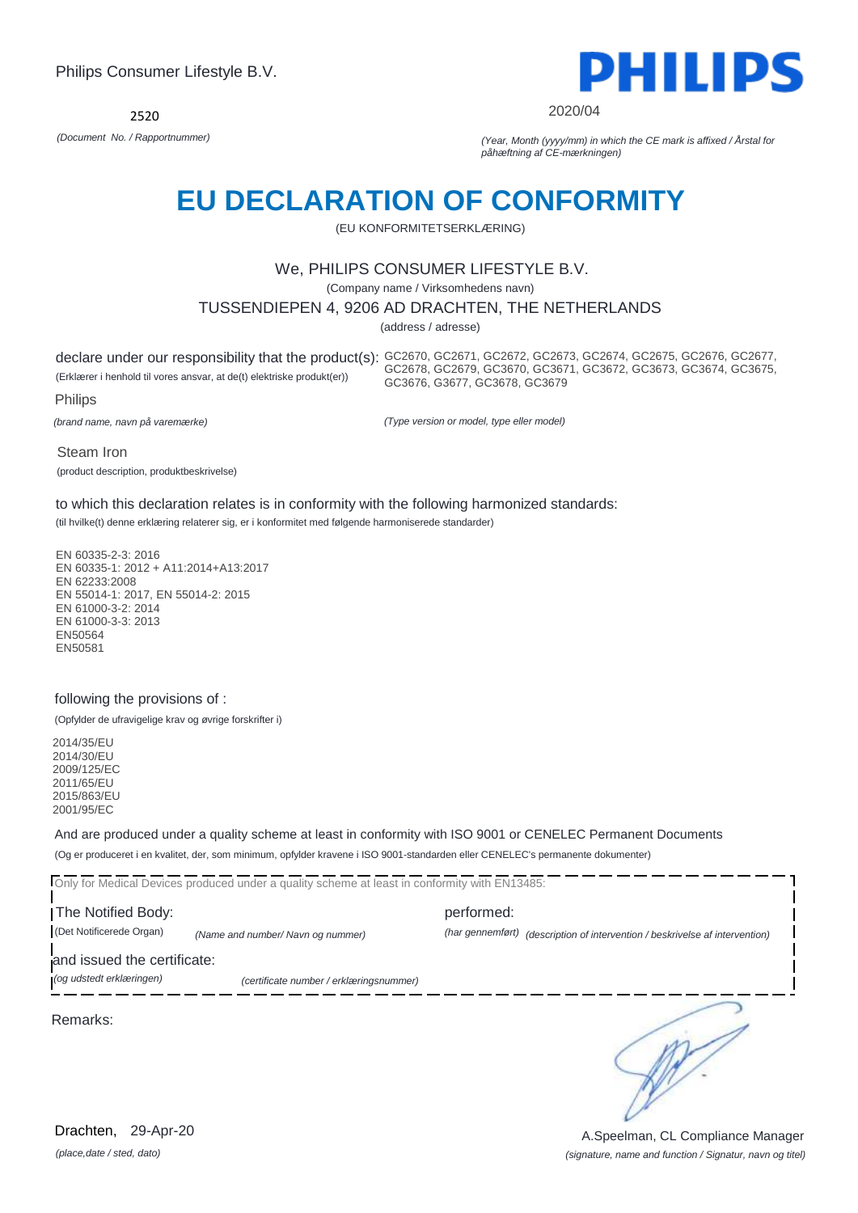Philips Consumer Lifestyle B.V.

**PHILIPS**

2520

*(Document No. / Rapportnummer)*

2020/04

*(Year, Month (yyyy/mm) in which the CE mark is affixed / Årstal for påhæftning af CE-mærkningen)*

# EU DECLARATION OF CONFORMITY

(EU KONFORMITETSERKLÆRING)

We, PHILIPS CONSUMER LIFESTYLE B.V.

(Company name / Virksomhedens navn)

TUSSENDIEPEN 4, 9206 AD DRACHTEN, THE NETHERLANDS

(address / adresse)

declare under our responsibility that the product(s): GC2670, GC2671, GC2672, GC2673, GC2674, GC2675, GC2676, GC2677, GC2678, GC2679, GC3670, GC3671, GC3672, GC3673, GC3674, GC3675, GC3676, G3677, GC3678, GC3679

(Erklærer i henhold til vores ansvar, at de(t) elektriske produkt(er))

Philips

*(brand name, navn på varemærke)*

*(Type version or model, type eller model)*

Steam Iron

(product description, produktbeskrivelse)

to which this declaration relates is in conformity with the following harmonized standards:

(til hvilke(t) denne erklæring relaterer sig, er i konformitet med følgende harmoniserede standarder)

EN 60335-2-3: 2016
EN 60335-1: 2012 + A11:2014+A13:2017
EN 62233:2008
EN 55014-1: 2017, EN 55014-2: 2015
EN 61000-3-2: 2014
EN 61000-3-3: 2013
EN50564
EN50581

following the provisions of :

(Opfylder de ufravigelige krav og øvrige forskrifter i)

2014/35/EU
2014/30/EU
2009/125/EC
2011/65/EU
2015/863/EU
2001/95/EC

And are produced under a quality scheme at least in conformity with ISO 9001 or CENELEC Permanent Documents

(Og er produceret i en kvalitet, der, som minimum, opfylder kravene i ISO 9001-standarden eller CENELEC's permanente dokumenter)

Only for Medical Devices produced under a quality scheme at least in conformity with EN13485:

The Notified Body: performed:

(Det Notificerede Organ) *(Name and number/ Navn og nummer)* *(har gennemført) (description of intervention / beskrivelse af intervention)*

and issued the certificate:

*(og udstedt erklæringen)* *(certificate number / erklæringsnummer)*

Remarks:

Drachten, 29-Apr-20

*(place,date / sted, dato)*

A.Speelman, CL Compliance Manager

*(signature, name and function / Signatur, navn og titel)*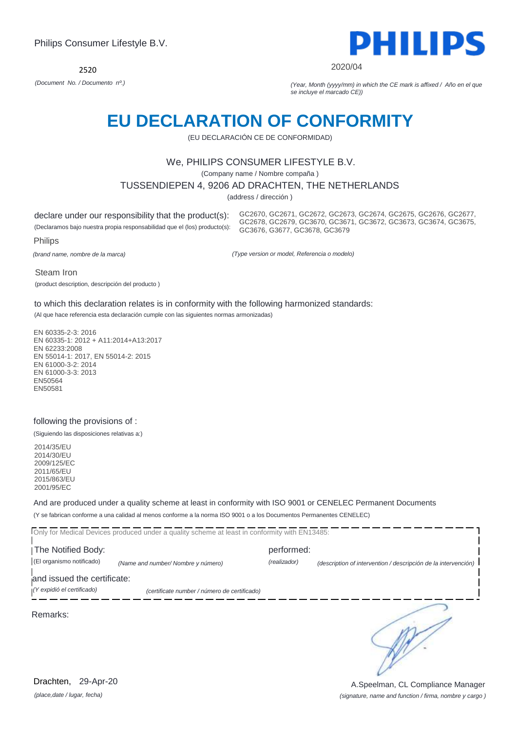Philips Consumer Lifestyle B.V.

**PHILIPS**

2520

*(Document No. / Documento nº.)*

2020/04

*(Year, Month (yyyy/mm) in which the CE mark is affixed / Año en el que se incluye el marcado CE))*

# EU DECLARATION OF CONFORMITY

(EU DECLARACIÓN CE DE CONFORMIDAD)

We, PHILIPS CONSUMER LIFESTYLE B.V.

(Company name / Nombre compaña )

TUSSENDIEPEN 4, 9206 AD DRACHTEN, THE NETHERLANDS

(address / dirección )

declare under our responsibility that the product(s):

(Declaramos bajo nuestra propia responsabilidad que el (los) producto(s):

GC2670, GC2671, GC2672, GC2673, GC2674, GC2675, GC2676, GC2677, GC2678, GC2679, GC3670, GC3671, GC3672, GC3673, GC3674, GC3675, GC3676, G3677, GC3678, GC3679

Philips

*(brand name, nombre de la marca)*

*(Type version or model, Referencia o modelo)*

Steam Iron

(product description, descripción del producto )

to which this declaration relates is in conformity with the following harmonized standards:

(Al que hace referencia esta declaración cumple con las siguientes normas armonizadas)

EN 60335-2-3: 2016
EN 60335-1: 2012 + A11:2014+A13:2017
EN 62233:2008
EN 55014-1: 2017, EN 55014-2: 2015
EN 61000-3-2: 2014
EN 61000-3-3: 2013
EN50564
EN50581

following the provisions of :

(Siguiendo las disposiciones relativas a:)

2014/35/EU
2014/30/EU
2009/125/EC
2011/65/EU
2015/863/EU
2001/95/EC

And are produced under a quality scheme at least in conformity with ISO 9001 or CENELEC Permanent Documents

(Y se fabrican conforme a una calidad al menos conforme a la norma ISO 9001 o a los Documentos Permanentes CENELEC)

Only for Medical Devices produced under a quality scheme at least in conformity with EN13485:

The Notified Body: (El organismo notificado) *(Name and number/ Nombre y número)* performed: *(realizador)* *(description of intervention / descripción de la intervención)*

and issued the certificate: *(Y expidió el certificado)* *(certificate number / número de certificado)*

Remarks:

Drachten, 29-Apr-20

*(place,date / lugar, fecha)*

A.Speelman, CL Compliance Manager

*(signature, name and function / firma, nombre y cargo )*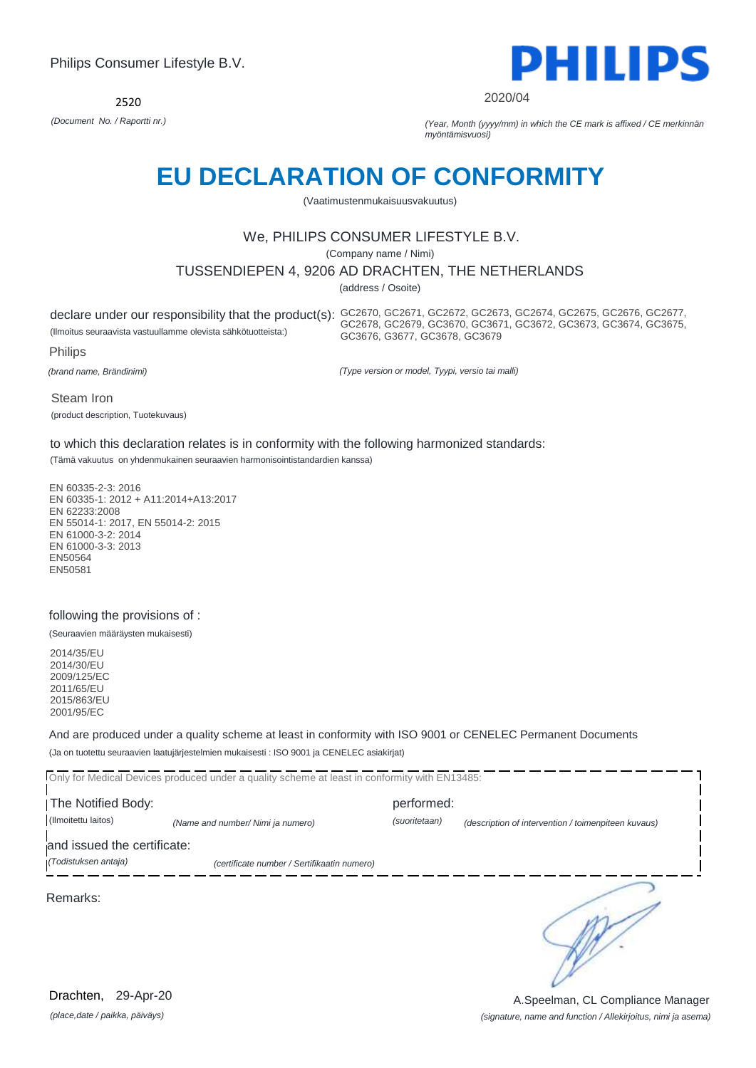Philips Consumer Lifestyle B.V.

**PHILIPS**

2520

*(Document No. / Raportti nr.)*

2020/04

*(Year, Month (yyyy/mm) in which the CE mark is affixed / CE merkinnän myöntämisvuosi)*

# EU DECLARATION OF CONFORMITY

(Vaatimustenmukaisuusvakuutus)

We, PHILIPS CONSUMER LIFESTYLE B.V.

(Company name / Nimi)

TUSSENDIEPEN 4, 9206 AD DRACHTEN, THE NETHERLANDS

(address / Osoite)

declare under our responsibility that the product(s): GC2670, GC2671, GC2672, GC2673, GC2674, GC2675, GC2676, GC2677, GC2678, GC2679, GC3670, GC3671, GC3672, GC3673, GC3674, GC3675, GC3676, G3677, GC3678, GC3679

(Ilmoitus seuraavista vastuullamme olevista sähkötuotteista:)

Philips

*(brand name, Brändinimi)*

*(Type version or model, Tyypi, versio tai malli)*

Steam Iron

(product description, Tuotekuvaus)

to which this declaration relates is in conformity with the following harmonized standards:

(Tämä vakuutus on yhdenmukainen seuraavien harmonisointistandardien kanssa)

EN 60335-2-3: 2016
EN 60335-1: 2012 + A11:2014+A13:2017
EN 62233:2008
EN 55014-1: 2017, EN 55014-2: 2015
EN 61000-3-2: 2014
EN 61000-3-3: 2013
EN50564
EN50581

following the provisions of :

(Seuraavien määräysten mukaisesti)

2014/35/EU
2014/30/EU
2009/125/EC
2011/65/EU
2015/863/EU
2001/95/EC

And are produced under a quality scheme at least in conformity with ISO 9001 or CENELEC Permanent Documents

(Ja on tuotettu seuraavien laatujärjestelmien mukaisesti : ISO 9001 ja CENELEC asiakirjat)

Only for Medical Devices produced under a quality scheme at least in conformity with EN13485:

The Notified Body: performed:

(Ilmoitettu laitos) *(Name and number/ Nimi ja numero)* *(suoritetaan)* *(description of intervention / toimenpiteen kuvaus)*

and issued the certificate:

*(Todistuksen antaja)* *(certificate number / Sertifikaatin numero)*

Remarks:

Drachten, 29-Apr-20

*(place,date / paikka, päiväys)*

A.Speelman, CL Compliance Manager

*(signature, name and function / Allekirjoitus, nimi ja asema)*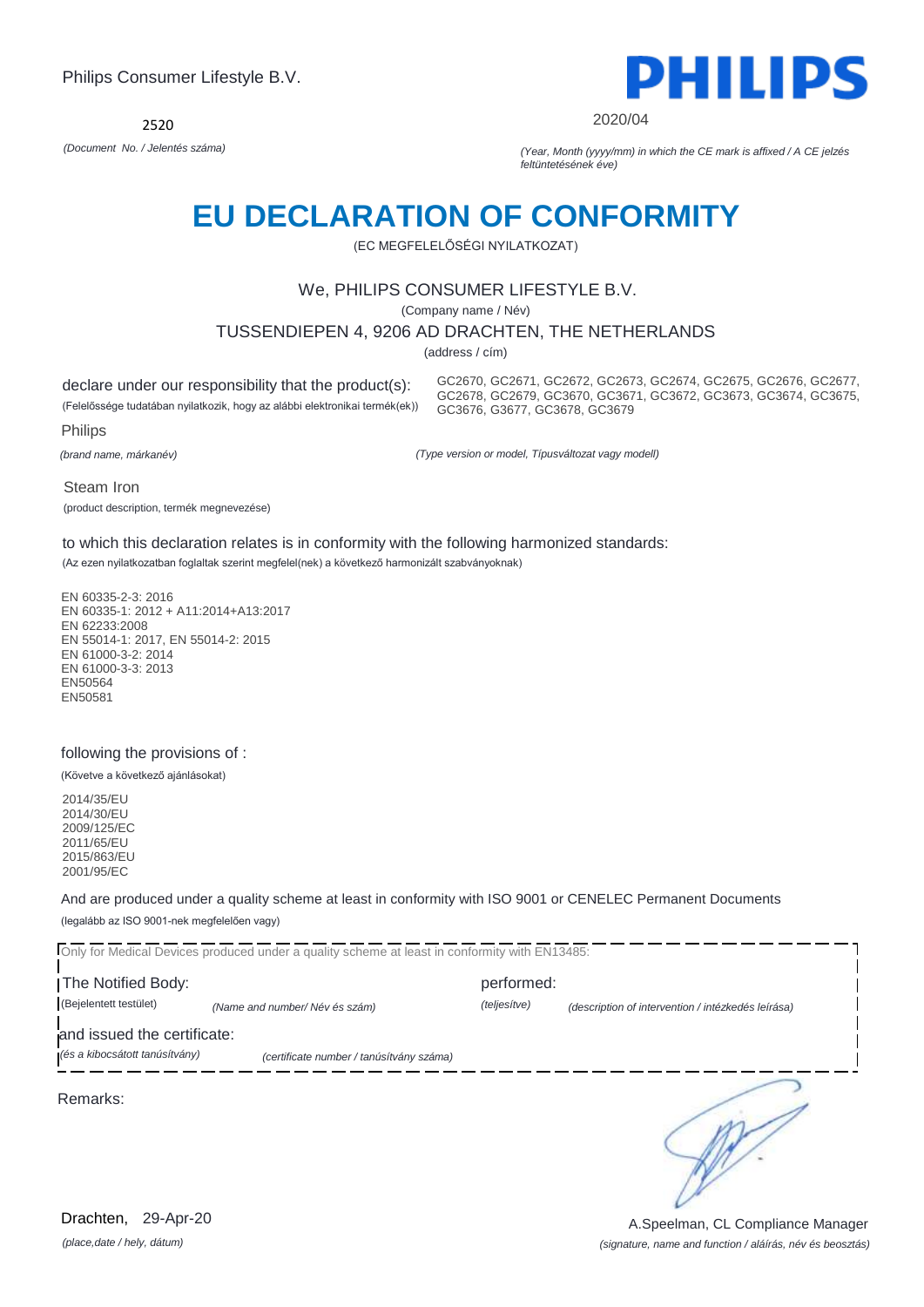Philips Consumer Lifestyle B.V.

2520

*(Document No. / Jelentés száma)*

2020/04

*(Year, Month (yyyy/mm) in which the CE mark is affixed / A CE jelzés feltüntetésének éve)*

# EU DECLARATION OF CONFORMITY

(EC MEGFELELŐSÉGI NYILATKOZAT)

We, PHILIPS CONSUMER LIFESTYLE B.V.

(Company name / Név)

TUSSENDIEPEN 4, 9206 AD DRACHTEN, THE NETHERLANDS

(address / cím)

declare under our responsibility that the product(s):

(Felelőssége tudatában nyilatkozik, hogy az alábbi elektronikai termék(ek))

GC2670, GC2671, GC2672, GC2673, GC2674, GC2675, GC2676, GC2677, GC2678, GC2679, GC3670, GC3671, GC3672, GC3673, GC3674, GC3675, GC3676, G3677, GC3678, GC3679

Philips

*(brand name, márkanév)*

*(Type version or model, Típusváltozat vagy modell)*

Steam Iron

(product description, termék megnevezése)

to which this declaration relates is in conformity with the following harmonized standards:

(Az ezen nyilatkozatban foglaltak szerint megfelel(nek) a következő harmonizált szabványoknak)

EN 60335-2-3: 2016
EN 60335-1: 2012 + A11:2014+A13:2017
EN 62233:2008
EN 55014-1: 2017, EN 55014-2: 2015
EN 61000-3-2: 2014
EN 61000-3-3: 2013
EN50564
EN50581

following the provisions of :

(Követve a következő ajánlásokat)

2014/35/EU
2014/30/EU
2009/125/EC
2011/65/EU
2015/863/EU
2001/95/EC

And are produced under a quality scheme at least in conformity with ISO 9001 or CENELEC Permanent Documents

(legalább az ISO 9001-nek megfelelően vagy)

Only for Medical Devices produced under a quality scheme at least in conformity with EN13485:

The Notified Body: (Bejelentett testület) *(Name and number/ Név és szám)*

performed: *(teljesítve)* *(description of intervention / intézkedés leírása)*

and issued the certificate: *(és a kibocsátott tanúsítvány)* *(certificate number / tanúsítvány száma)*

Remarks:

Drachten, 29-Apr-20

*(place,date / hely, dátum)*

A.Speelman, CL Compliance Manager

*(signature, name and function / aláírás, név és beosztás)*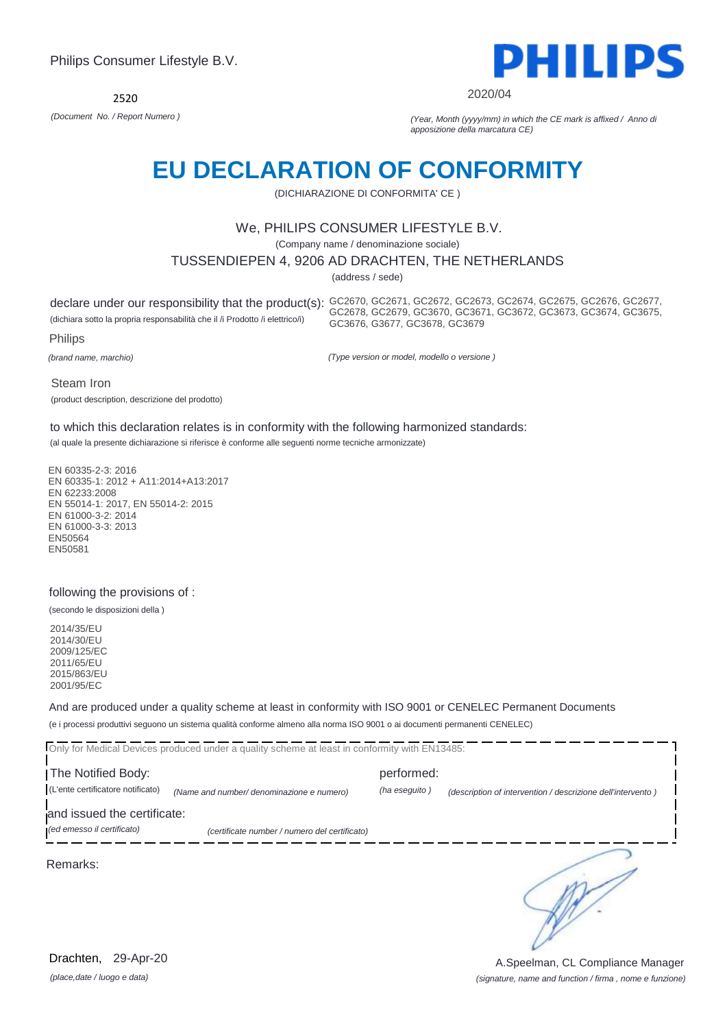Philips Consumer Lifestyle B.V.

PHILIPS

2520

*(Document No. / Report Numero )*

2020/04

*(Year, Month (yyyy/mm) in which the CE mark is affixed / Anno di apposizione della marcatura CE)*

# EU DECLARATION OF CONFORMITY

(DICHIARAZIONE DI CONFORMITA' CE )

We, PHILIPS CONSUMER LIFESTYLE B.V.

(Company name / denominazione sociale)

TUSSENDIEPEN 4, 9206 AD DRACHTEN, THE NETHERLANDS

(address / sede)

declare under our responsibility that the product(s): GC2670, GC2671, GC2672, GC2673, GC2674, GC2675, GC2676, GC2677, GC2678, GC2679, GC3670, GC3671, GC3672, GC3673, GC3674, GC3675, GC3676, G3677, GC3678, GC3679

(dichiara sotto la propria responsabilità che il /i Prodotto /i elettrico/i)

Philips

*(brand name, marchio)*

*(Type version or model, modello o versione )*

Steam Iron

(product description, descrizione del prodotto)

to which this declaration relates is in conformity with the following harmonized standards:

(al quale la presente dichiarazione si riferisce è conforme alle seguenti norme tecniche armonizzate)

EN 60335-2-3: 2016
EN 60335-1: 2012 + A11:2014+A13:2017
EN 62233:2008
EN 55014-1: 2017, EN 55014-2: 2015
EN 61000-3-2: 2014
EN 61000-3-3: 2013
EN50564
EN50581

following the provisions of :

(secondo le disposizioni della )

2014/35/EU
2014/30/EU
2009/125/EC
2011/65/EU
2015/863/EU
2001/95/EC

And are produced under a quality scheme at least in conformity with ISO 9001 or CENELEC Permanent Documents

(e i processi produttivi seguono un sistema qualità conforme almeno alla norma ISO 9001 o ai documenti permanenti CENELEC)

Only for Medical Devices produced under a quality scheme at least in conformity with EN13485:

The Notified Body: performed:

(L'ente certificatore notificato) *(Name and number/ denominazione e numero)* *(ha eseguito )* *(description of intervention / descrizione dell'intervento )*

and issued the certificate:

*(ed emesso il certificato)* *(certificate number / numero del certificato)*

Remarks:

Drachten, 29-Apr-20

*(place,date / luogo e data)*

A.Speelman, CL Compliance Manager

*(signature, name and function / firma , nome e funzione)*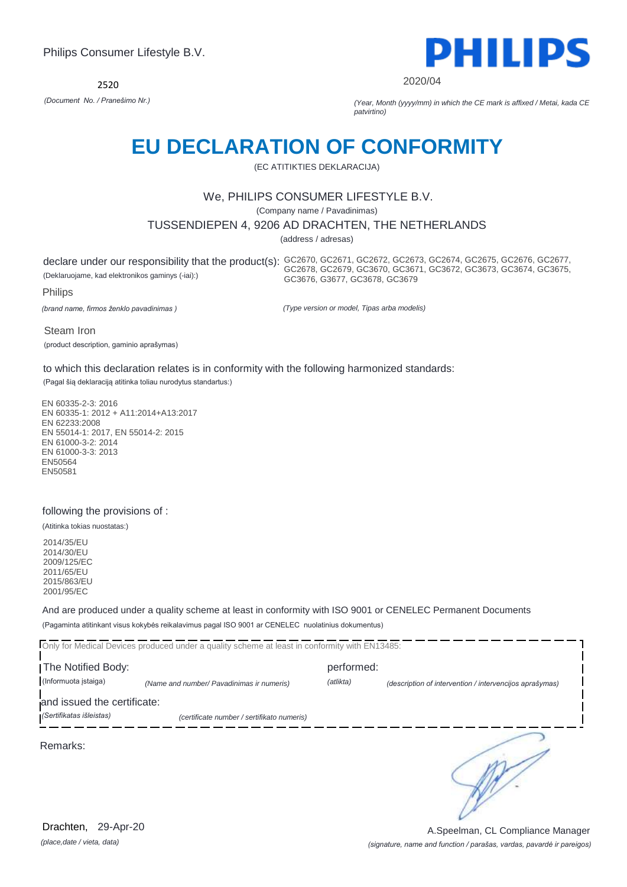Philips Consumer Lifestyle B.V.

**PHILIPS**

2520

*(Document No. / Pranešimo Nr.)*

2020/04

*(Year, Month (yyyy/mm) in which the CE mark is affixed / Metai, kada CE patvirtino)*

# EU DECLARATION OF CONFORMITY

(EC ATITIKTIES DEKLARACIJA)

We, PHILIPS CONSUMER LIFESTYLE B.V.

(Company name / Pavadinimas)

TUSSENDIEPEN 4, 9206 AD DRACHTEN, THE NETHERLANDS

(address / adresas)

declare under our responsibility that the product(s): GC2670, GC2671, GC2672, GC2673, GC2674, GC2675, GC2676, GC2677, GC2678, GC2679, GC3670, GC3671, GC3672, GC3673, GC3674, GC3675, GC3676, G3677, GC3678, GC3679

(Deklaruojame, kad elektronikos gaminys (-iai):)

Philips

*(brand name, firmos ženklo pavadinimas )*

*(Type version or model, Tipas arba modelis)*

Steam Iron

(product description, gaminio aprašymas)

to which this declaration relates is in conformity with the following harmonized standards:

(Pagal šią deklaraciją atitinka toliau nurodytus standartus:)

EN 60335-2-3: 2016
EN 60335-1: 2012 + A11:2014+A13:2017
EN 62233:2008
EN 55014-1: 2017, EN 55014-2: 2015
EN 61000-3-2: 2014
EN 61000-3-3: 2013
EN50564
EN50581

following the provisions of :

(Atitinka tokias nuostatas:)

2014/35/EU
2014/30/EU
2009/125/EC
2011/65/EU
2015/863/EU
2001/95/EC

And are produced under a quality scheme at least in conformity with ISO 9001 or CENELEC Permanent Documents

(Pagaminta atitinkant visus kokybės reikalavimus pagal ISO 9001 ar CENELEC nuolatinius dokumentus)

Only for Medical Devices produced under a quality scheme at least in conformity with EN13485:

The Notified Body: performed:

(Informuota įstaiga) *(Name and number/ Pavadinimas ir numeris)* *(atlikta)* *(description of intervention / intervencijos aprašymas)*

and issued the certificate:

*(Sertifikatas išleistas)* *(certificate number / sertifikato numeris)*

Remarks:

Drachten, 29-Apr-20

*(place,date / vieta, data)*

A.Speelman, CL Compliance Manager

*(signature, name and function / parašas, vardas, pavardė ir pareigos)*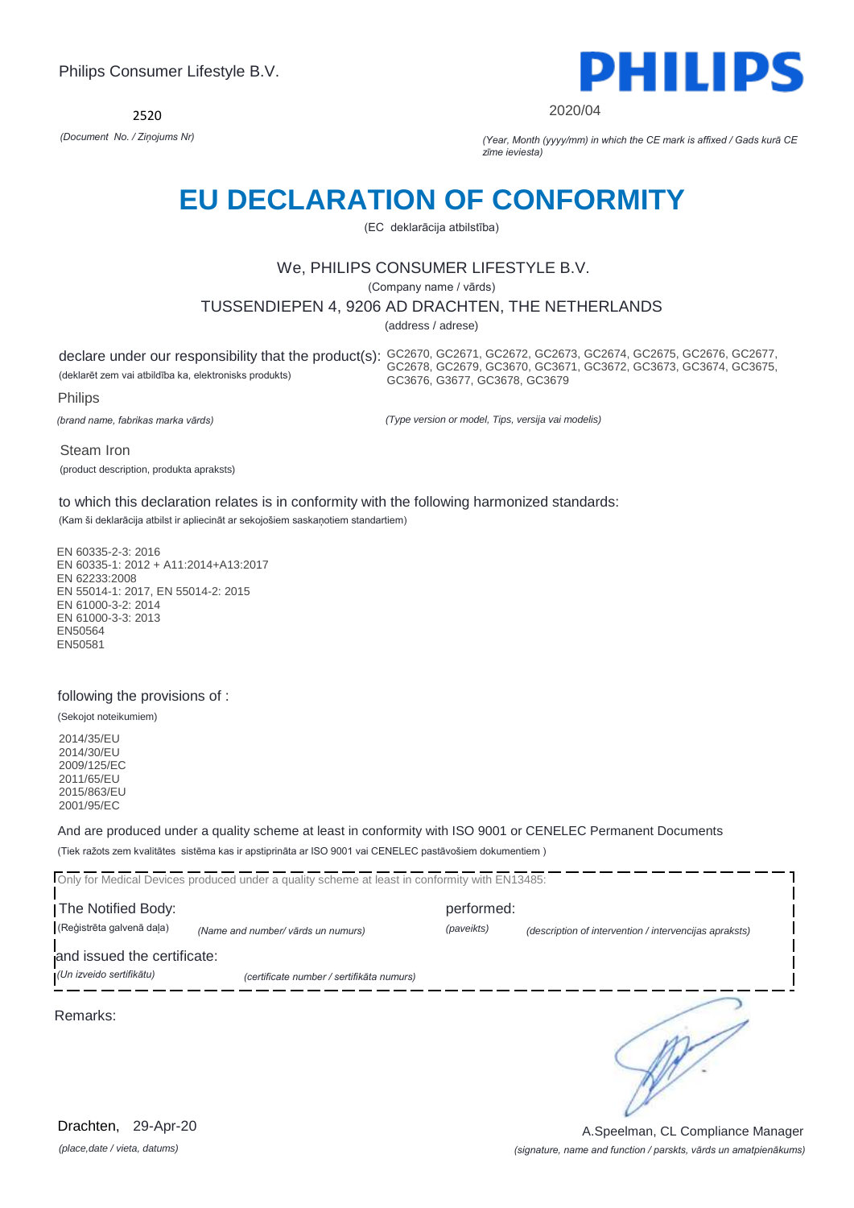Philips Consumer Lifestyle B.V.

PHILIPS

2520

*(Document No. / Ziņojums Nr)*

2020/04

*(Year, Month (yyyy/mm) in which the CE mark is affixed / Gads kurā CE zīme ieviesta)*

# EU DECLARATION OF CONFORMITY

(EC deklarācija atbilstība)

We, PHILIPS CONSUMER LIFESTYLE B.V.

(Company name / vārds)

TUSSENDIEPEN 4, 9206 AD DRACHTEN, THE NETHERLANDS

(address / adrese)

declare under our responsibility that the product(s): GC2670, GC2671, GC2672, GC2673, GC2674, GC2675, GC2676, GC2677, GC2678, GC2679, GC3670, GC3671, GC3672, GC3673, GC3674, GC3675, GC3676, G3677, GC3678, GC3679

(deklarēt zem vai atbildība ka, elektronisks produkts)

Philips

*(brand name, fabrikas marka vārds)*

*(Type version or model, Tips, versija vai modelis)*

Steam Iron

(product description, produkta apraksts)

to which this declaration relates is in conformity with the following harmonized standards:

(Kam šī deklarācija atbilst ir apliecināt ar sekojošiem saskaņotiem standartiem)

EN 60335-2-3: 2016
EN 60335-1: 2012 + A11:2014+A13:2017
EN 62233:2008
EN 55014-1: 2017, EN 55014-2: 2015
EN 61000-3-2: 2014
EN 61000-3-3: 2013
EN50564
EN50581

following the provisions of :

(Sekojot noteikumiem)

2014/35/EU
2014/30/EU
2009/125/EC
2011/65/EU
2015/863/EU
2001/95/EC

And are produced under a quality scheme at least in conformity with ISO 9001 or CENELEC Permanent Documents

(Tiek ražots zem kvalitātes sistēma kas ir apstiprināta ar ISO 9001 vai CENELEC pastāvošiem dokumentiem )

Only for Medical Devices produced under a quality scheme at least in conformity with EN13485:

The Notified Body: performed:

(Reģistrēta galvenā daļa) *(Name and number/ vārds un numurs)* *(paveikts)* *(description of intervention / intervencijas apraksts)*

and issued the certificate:

*(Un izveido sertifikātu)* *(certificate number / sertifikāta numurs)*

Remarks:

Drachten, 29-Apr-20

*(place,date / vieta, datums)*

A.Speelman, CL Compliance Manager

*(signature, name and function / parskts, vārds un amatpienākums)*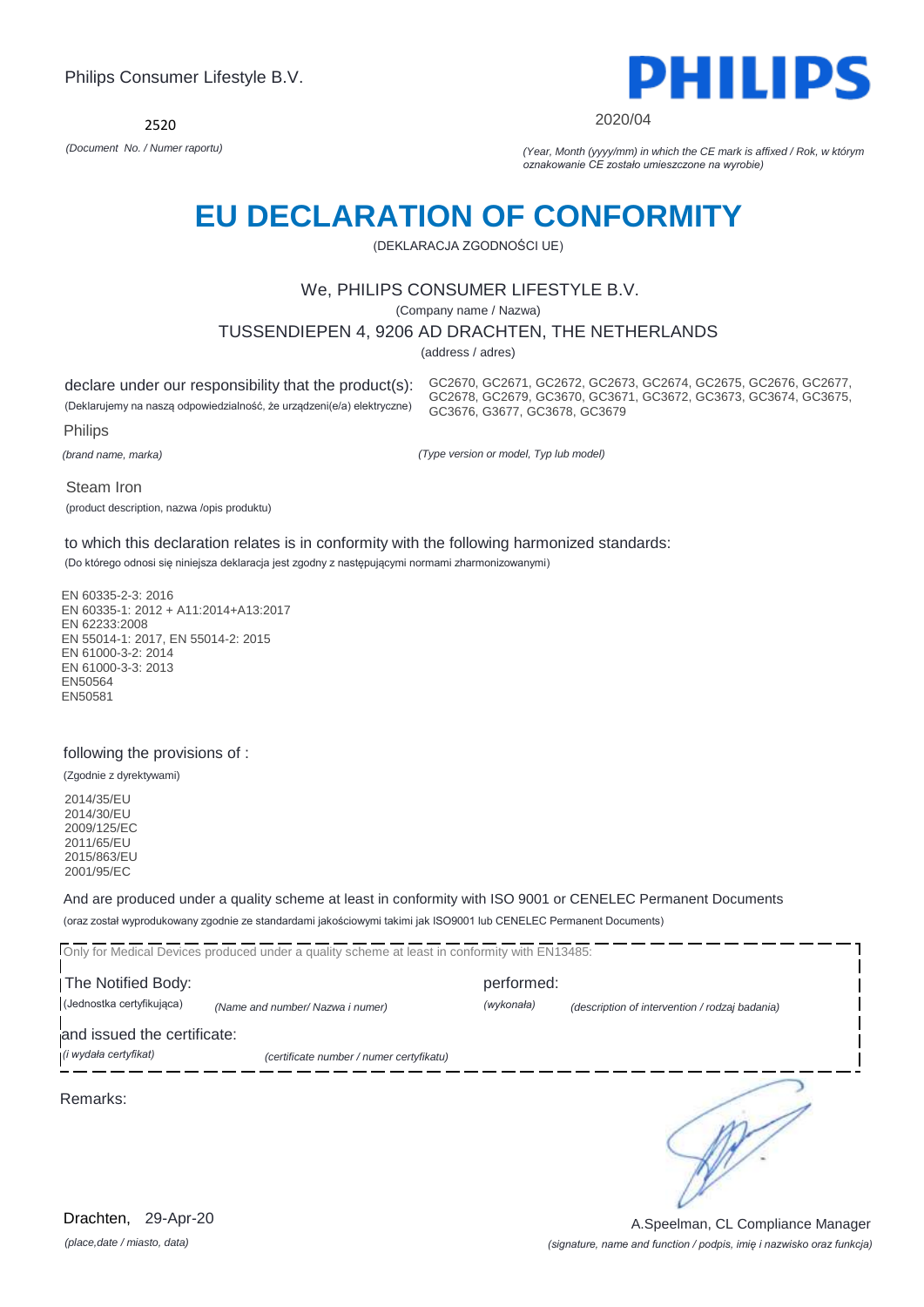Philips Consumer Lifestyle B.V.

PHILIPS

2520

*(Document No. / Numer raportu)*

2020/04

*(Year, Month (yyyy/mm) in which the CE mark is affixed / Rok, w którym oznakowanie CE zostało umieszczone na wyrobie)*

# EU DECLARATION OF CONFORMITY

(DEKLARACJA ZGODNOŚCI UE)

We, PHILIPS CONSUMER LIFESTYLE B.V.

(Company name / Nazwa)

TUSSENDIEPEN 4, 9206 AD DRACHTEN, THE NETHERLANDS

(address / adres)

declare under our responsibility that the product(s):

(Deklarujemy na naszą odpowiedzialność, że urządzeni(e/a) elektryczne)

GC2670, GC2671, GC2672, GC2673, GC2674, GC2675, GC2676, GC2677, GC2678, GC2679, GC3670, GC3671, GC3672, GC3673, GC3674, GC3675, GC3676, G3677, GC3678, GC3679

Philips

*(brand name, marka)*

*(Type version or model, Typ lub model)*

Steam Iron

(product description, nazwa /opis produktu)

to which this declaration relates is in conformity with the following harmonized standards:

(Do którego odnosi się niniejsza deklaracja jest zgodny z następującymi normami zharmonizowanymi)

EN 60335-2-3: 2016
EN 60335-1: 2012 + A11:2014+A13:2017
EN 62233:2008
EN 55014-1: 2017, EN 55014-2: 2015
EN 61000-3-2: 2014
EN 61000-3-3: 2013
EN50564
EN50581

following the provisions of :

(Zgodnie z dyrektywami)

2014/35/EU
2014/30/EU
2009/125/EC
2011/65/EU
2015/863/EU
2001/95/EC

And are produced under a quality scheme at least in conformity with ISO 9001 or CENELEC Permanent Documents

(oraz został wyprodukowany zgodnie ze standardami jakościowymi takimi jak ISO9001 lub CENELEC Permanent Documents)

Only for Medical Devices produced under a quality scheme at least in conformity with EN13485:

The Notified Body: (Jednostka certyfikująca) *(Name and number/ Nazwa i numer)*

performed: *(wykonała)* *(description of intervention / rodzaj badania)*

and issued the certificate: *(i wydała certyfikat)* *(certificate number / numer certyfikatu)*

Remarks:

Drachten, 29-Apr-20

*(place,date / miasto, data)*

A.Speelman, CL Compliance Manager

*(signature, name and function / podpis, imię i nazwisko oraz funkcja)*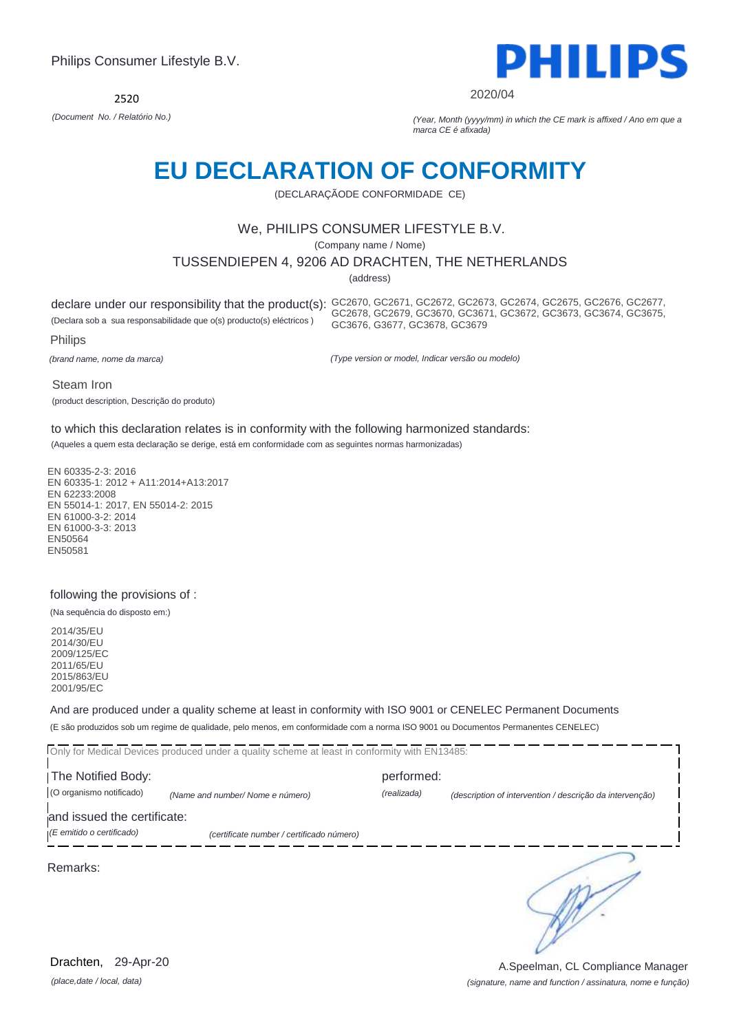Philips Consumer Lifestyle B.V.

PHILIPS

2520

*(Document No. / Relatório No.)*

2020/04

*(Year, Month (yyyy/mm) in which the CE mark is affixed / Ano em que a marca CE é afixada)*

# EU DECLARATION OF CONFORMITY

(DECLARAÇÃODE CONFORMIDADE CE)

We, PHILIPS CONSUMER LIFESTYLE B.V.

(Company name / Nome)

TUSSENDIEPEN 4, 9206 AD DRACHTEN, THE NETHERLANDS

(address)

declare under our responsibility that the product(s): GC2670, GC2671, GC2672, GC2673, GC2674, GC2675, GC2676, GC2677, GC2678, GC2679, GC3670, GC3671, GC3672, GC3673, GC3674, GC3675, GC3676, G3677, GC3678, GC3679

(Declara sob a sua responsabilidade que o(s) producto(s) eléctricos )

Philips

*(brand name, nome da marca)*

*(Type version or model, Indicar versão ou modelo)*

Steam Iron

(product description, Descrição do produto)

to which this declaration relates is in conformity with the following harmonized standards:

(Aqueles a quem esta declaração se derige, está em conformidade com as seguintes normas harmonizadas)

EN 60335-2-3: 2016
EN 60335-1: 2012 + A11:2014+A13:2017
EN 62233:2008
EN 55014-1: 2017, EN 55014-2: 2015
EN 61000-3-2: 2014
EN 61000-3-3: 2013
EN50564
EN50581

following the provisions of :

(Na sequência do disposto em:)

2014/35/EU
2014/30/EU
2009/125/EC
2011/65/EU
2015/863/EU
2001/95/EC

And are produced under a quality scheme at least in conformity with ISO 9001 or CENELEC Permanent Documents

(E são produzidos sob um regime de qualidade, pelo menos, em conformidade com a norma ISO 9001 ou Documentos Permanentes CENELEC)

Only for Medical Devices produced under a quality scheme at least in conformity with EN13485:

The Notified Body: performed:

(O organismo notificado) *(Name and number/ Nome e número)* *(realizada)* *(description of intervention / descrição da intervenção)*

and issued the certificate:

*(E emitido o certificado)* *(certificate number / certificado número)*

Remarks:

Drachten, 29-Apr-20

*(place,date / local, data)*

A.Speelman, CL Compliance Manager

*(signature, name and function / assinatura, nome e função)*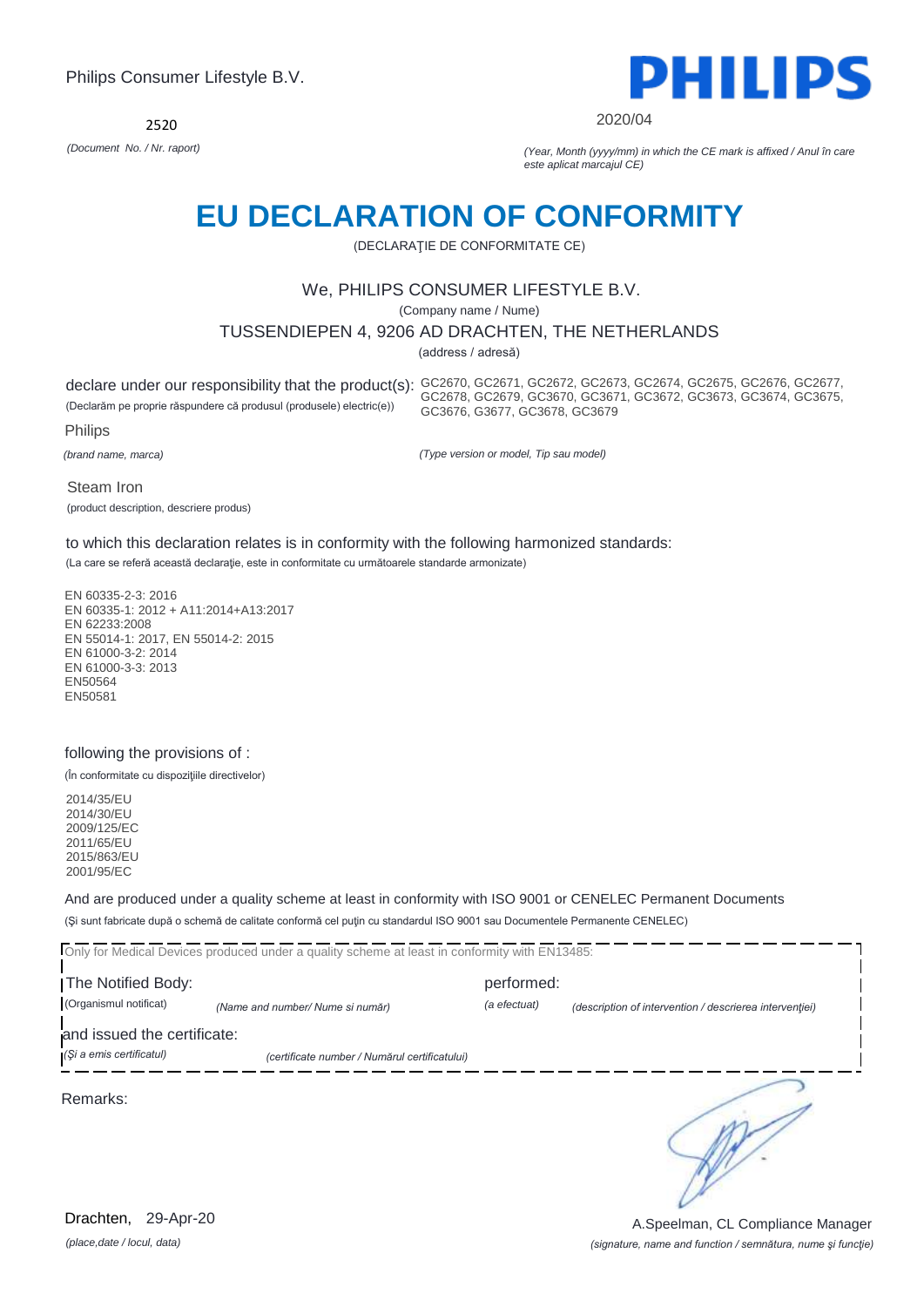Philips Consumer Lifestyle B.V.

2520

*(Document No. / Nr. raport)*

2020/04

*(Year, Month (yyyy/mm) in which the CE mark is affixed / Anul în care este aplicat marcajul CE)*

# EU DECLARATION OF CONFORMITY

(DECLARAŢIE DE CONFORMITATE CE)

We, PHILIPS CONSUMER LIFESTYLE B.V.

(Company name / Nume)

TUSSENDIEPEN 4, 9206 AD DRACHTEN, THE NETHERLANDS

(address / adresă)

declare under our responsibility that the product(s):
(Declarăm pe proprie răspundere că produsul (produsele) electric(e))

GC2670, GC2671, GC2672, GC2673, GC2674, GC2675, GC2676, GC2677, GC2678, GC2679, GC3670, GC3671, GC3672, GC3673, GC3674, GC3675, GC3676, G3677, GC3678, GC3679

*(Type version or model, Tip sau model)*

Philips

*(brand name, marca)*

Steam Iron

(product description, descriere produs)

to which this declaration relates is in conformity with the following harmonized standards:

(La care se referă această declaraţie, este in conformitate cu următoarele standarde armonizate)

EN 60335-2-3: 2016
EN 60335-1: 2012 + A11:2014+A13:2017
EN 62233:2008
EN 55014-1: 2017, EN 55014-2: 2015
EN 61000-3-2: 2014
EN 61000-3-3: 2013
EN50564
EN50581

following the provisions of :

(În conformitate cu dispoziţiile directivelor)

2014/35/EU
2014/30/EU
2009/125/EC
2011/65/EU
2015/863/EU
2001/95/EC

And are produced under a quality scheme at least in conformity with ISO 9001 or CENELEC Permanent Documents

(Şi sunt fabricate după o schemă de calitate conformă cel puţin cu standardul ISO 9001 sau Documentele Permanente CENELEC)

Only for Medical Devices produced under a quality scheme at least in conformity with EN13485:

The Notified Body: (Organismul notificat) *(Name and number/ Nume si număr)*

performed: *(a efectuat)* *(description of intervention / descrierea intervenţiei)*

and issued the certificate: *(Şi a emis certificatul)* *(certificate number / Numărul certificatului)*

Remarks:

Drachten, 29-Apr-20

*(place,date / locul, data)*

A.Speelman, CL Compliance Manager

*(signature, name and function / semnătura, nume şi funcţie)*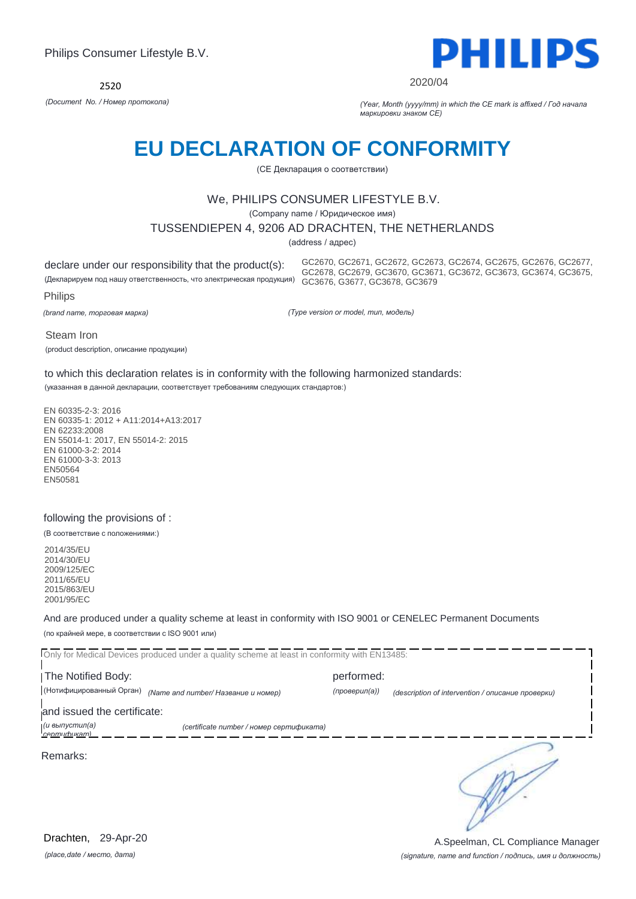Philips Consumer Lifestyle B.V.

2520

*(Document No. / Номер протокола)*

PHILIPS

2020/04

*(Year, Month (yyyy/mm) in which the CE mark is affixed / Год начала маркировки знаком CE)*

# EU DECLARATION OF CONFORMITY

(CE Декларация о соответствии)

We, PHILIPS CONSUMER LIFESTYLE B.V.

(Company name / Юридическое имя)

TUSSENDIEPEN 4, 9206 AD DRACHTEN, THE NETHERLANDS

(address / адрес)

declare under our responsibility that the product(s):

(Декларируем под нашу ответственность, что электрическая продукция)

GC2670, GC2671, GC2672, GC2673, GC2674, GC2675, GC2676, GC2677, GC2678, GC2679, GC3670, GC3671, GC3672, GC3673, GC3674, GC3675, GC3676, G3677, GC3678, GC3679

Philips

*(brand name, торговая марка)*

*(Type version or model, тип, модель)*

Steam Iron

(product description, описание продукции)

to which this declaration relates is in conformity with the following harmonized standards:

(указанная в данной декларации, соответствует требованиям следующих стандартов:)

EN 60335-2-3: 2016
EN 60335-1: 2012 + A11:2014+A13:2017
EN 62233:2008
EN 55014-1: 2017, EN 55014-2: 2015
EN 61000-3-2: 2014
EN 61000-3-3: 2013
EN50564
EN50581

following the provisions of :

(В соответствие с положениями:)

2014/35/EU
2014/30/EU
2009/125/EC
2011/65/EU
2015/863/EU
2001/95/EC

And are produced under a quality scheme at least in conformity with ISO 9001 or CENELEC Permanent Documents

(по крайней мере, в соответствии с ISO 9001 или)

Only for Medical Devices produced under a quality scheme at least in conformity with EN13485:

The Notified Body: (Нотифицированный Орган) *(Name and number/ Название и номер)*

performed: *(проверил(а))* *(description of intervention / описание проверки)*

and issued the certificate: *(и выпустил(а) сертификат)* *(certificate number / номер сертификата)*

Remarks:

Drachten, 29-Apr-20

*(place,date / место, дата)*

A.Speelman, CL Compliance Manager

*(signature, name and function / подпись, имя и должность)*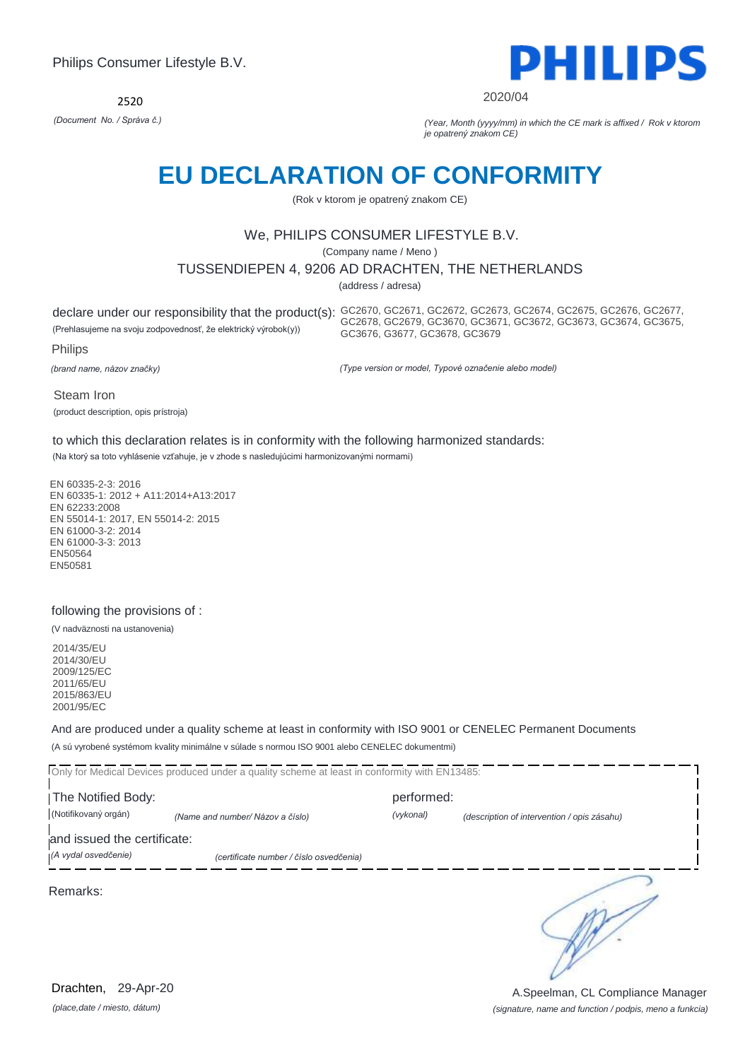Philips Consumer Lifestyle B.V.

**PHILIPS**

2520

*(Document No. / Správa č.)*

2020/04

*(Year, Month (yyyy/mm) in which the CE mark is affixed / Rok v ktorom je opatrený znakom CE)*

# EU DECLARATION OF CONFORMITY

(Rok v ktorom je opatrený znakom CE)

We, PHILIPS CONSUMER LIFESTYLE B.V.

(Company name / Meno )

TUSSENDIEPEN 4, 9206 AD DRACHTEN, THE NETHERLANDS

(address / adresa)

declare under our responsibility that the product(s): GC2670, GC2671, GC2672, GC2673, GC2674, GC2675, GC2676, GC2677, GC2678, GC2679, GC3670, GC3671, GC3672, GC3673, GC3674, GC3675, GC3676, G3677, GC3678, GC3679

(Prehlasujeme na svoju zodpovednosť, že elektrický výrobok(y))

Philips

*(brand name, názov značky)*

*(Type version or model, Typové označenie alebo model)*

Steam Iron

(product description, opis prístroja)

to which this declaration relates is in conformity with the following harmonized standards:

(Na ktorý sa toto vyhlásenie vzťahuje, je v zhode s nasledujúcimi harmonizovanými normami)

EN 60335-2-3: 2016
EN 60335-1: 2012 + A11:2014+A13:2017
EN 62233:2008
EN 55014-1: 2017, EN 55014-2: 2015
EN 61000-3-2: 2014
EN 61000-3-3: 2013
EN50564
EN50581

following the provisions of :

(V nadväznosti na ustanovenia)

2014/35/EU
2014/30/EU
2009/125/EC
2011/65/EU
2015/863/EU
2001/95/EC

And are produced under a quality scheme at least in conformity with ISO 9001 or CENELEC Permanent Documents

(A sú vyrobené systémom kvality minimálne v súlade s normou ISO 9001 alebo CENELEC dokumentmi)

Only for Medical Devices produced under a quality scheme at least in conformity with EN13485:

The Notified Body: (Notifikovaný orgán) *(Name and number/ Názov a číslo)*

performed: *(vykonal)* *(description of intervention / opis zásahu)*

and issued the certificate: *(A vydal osvedčenie)* *(certificate number / číslo osvedčenia)*

Remarks:

Drachten, 29-Apr-20

*(place,date / miesto, dátum)*

A.Speelman, CL Compliance Manager

*(signature, name and function / podpis, meno a funkcia)*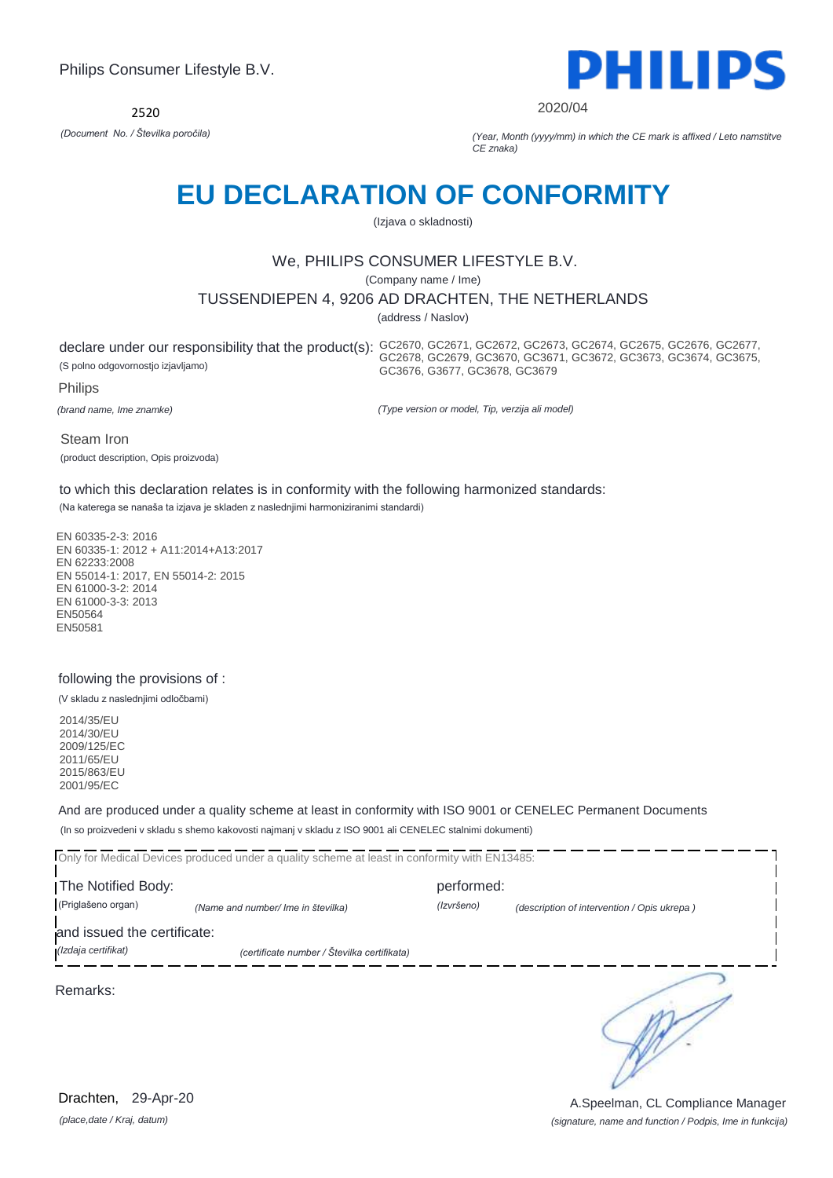Philips Consumer Lifestyle B.V.

2520

*(Document No. / Številka poročila)*

2020/04

*(Year, Month (yyyy/mm) in which the CE mark is affixed / Leto namstitve CE znaka)*

# EU DECLARATION OF CONFORMITY

(Izjava o skladnosti)

We, PHILIPS CONSUMER LIFESTYLE B.V.

(Company name / Ime)

TUSSENDIEPEN 4, 9206 AD DRACHTEN, THE NETHERLANDS

(address / Naslov)

declare under our responsibility that the product(s): GC2670, GC2671, GC2672, GC2673, GC2674, GC2675, GC2676, GC2677, GC2678, GC2679, GC3670, GC3671, GC3672, GC3673, GC3674, GC3675, GC3676, G3677, GC3678, GC3679

(S polno odgovornostjo izjavljamo)

Philips

*(brand name, Ime znamke)*

*(Type version or model, Tip, verzija ali model)*

Steam Iron

(product description, Opis proizvoda)

to which this declaration relates is in conformity with the following harmonized standards:

(Na katerega se nanaša ta izjava je skladen z naslednjimi harmoniziranimi standardi)

EN 60335-2-3: 2016
EN 60335-1: 2012 + A11:2014+A13:2017
EN 62233:2008
EN 55014-1: 2017, EN 55014-2: 2015
EN 61000-3-2: 2014
EN 61000-3-3: 2013
EN50564
EN50581

following the provisions of :

(V skladu z naslednjimi odločbami)

2014/35/EU
2014/30/EU
2009/125/EC
2011/65/EU
2015/863/EU
2001/95/EC

And are produced under a quality scheme at least in conformity with ISO 9001 or CENELEC Permanent Documents

(In so proizvedeni v skladu s shemo kakovosti najmanj v skladu z ISO 9001 ali CENELEC stalnimi dokumenti)

Only for Medical Devices produced under a quality scheme at least in conformity with EN13485:

The Notified Body: (Priglašeno organ) *(Name and number/ Ime in številka)*

performed: *(Izvršeno)* *(description of intervention / Opis ukrepa )*

and issued the certificate: *(Izdaja certifikat)* *(certificate number / Številka certifikata)*

Remarks:

Drachten, 29-Apr-20

*(place,date / Kraj, datum)*

A.Speelman, CL Compliance Manager

*(signature, name and function / Podpis, Ime in funkcija)*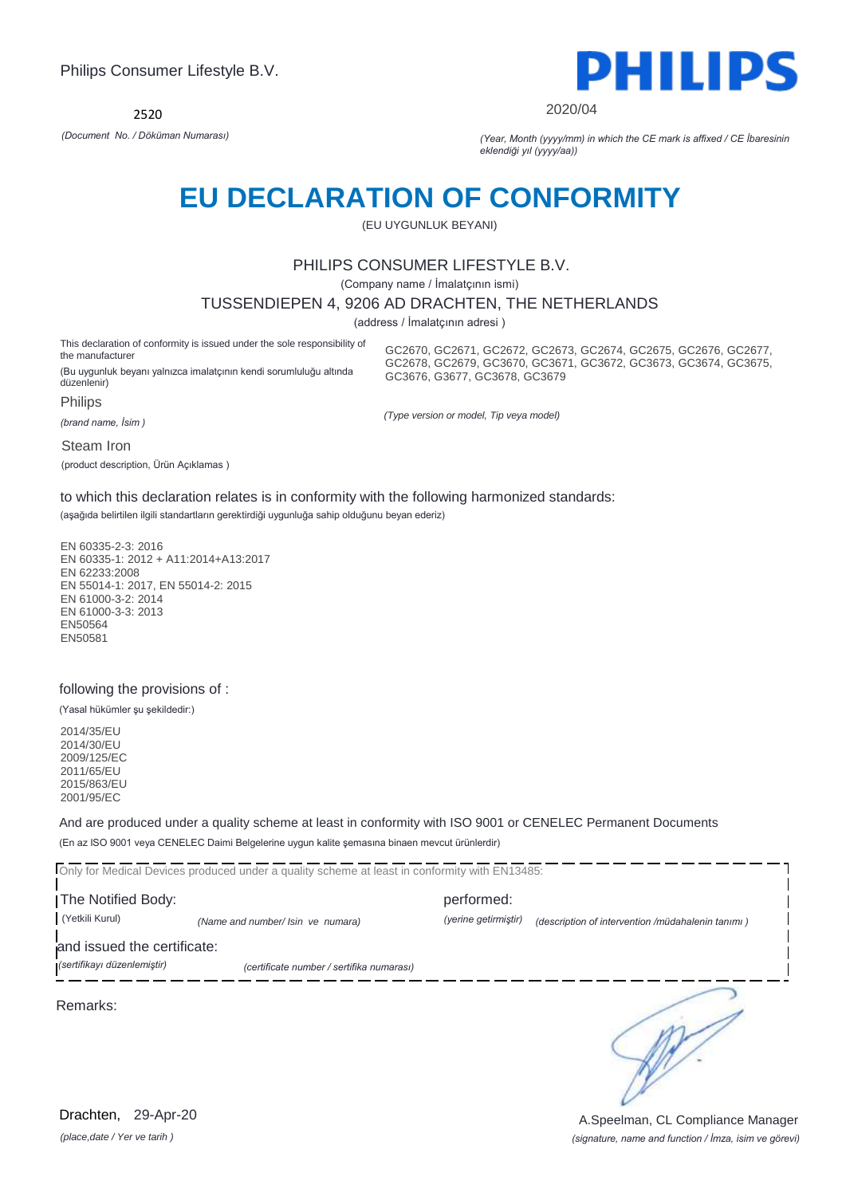Philips Consumer Lifestyle B.V.

2520

*(Document No. / Döküman Numarası)*

PHILIPS

2020/04

*(Year, Month (yyyy/mm) in which the CE mark is affixed / CE İbaresinin eklendiği yıl (yyyy/aa))*

# EU DECLARATION OF CONFORMITY

(EU UYGUNLUK BEYANI)

PHILIPS CONSUMER LIFESTYLE B.V.

(Company name / İmalatçının ismi)

TUSSENDIEPEN 4, 9206 AD DRACHTEN, THE NETHERLANDS

(address / İmalatçının adresi )

This declaration of conformity is issued under the sole responsibility of the manufacturer

(Bu uygunluk beyanı yalnızca imalatçının kendi sorumluluğu altında düzenlenir)

Philips

*(brand name, İsim )*

GC2670, GC2671, GC2672, GC2673, GC2674, GC2675, GC2676, GC2677, GC2678, GC2679, GC3670, GC3671, GC3672, GC3673, GC3674, GC3675, GC3676, G3677, GC3678, GC3679

*(Type version or model, Tip veya model)*

Steam Iron

(product description, Ürün Açıklamas )

to which this declaration relates is in conformity with the following harmonized standards:

(aşağıda belirtilen ilgili standartların gerektirdiği uygunluğa sahip olduğunu beyan ederiz)

EN 60335-2-3: 2016
EN 60335-1: 2012 + A11:2014+A13:2017
EN 62233:2008
EN 55014-1: 2017, EN 55014-2: 2015
EN 61000-3-2: 2014
EN 61000-3-3: 2013
EN50564
EN50581

following the provisions of :

(Yasal hükümler şu şekildedir:)

2014/35/EU
2014/30/EU
2009/125/EC
2011/65/EU
2015/863/EU
2001/95/EC

And are produced under a quality scheme at least in conformity with ISO 9001 or CENELEC Permanent Documents

(En az ISO 9001 veya CENELEC Daimi Belgelerine uygun kalite şemasına binaen mevcut ürünlerdir)

Only for Medical Devices produced under a quality scheme at least in conformity with EN13485:

The Notified Body: performed:

(Yetkili Kurul) *(Name and number/ Isin ve numara)* *(yerine getirmiştir)* *(description of intervention /müdahalenin tanımı )*

and issued the certificate:

*(sertifikayı düzenlemiştir)* *(certificate number / sertifika numarası)*

Remarks:

Drachten, 29-Apr-20

*(place,date / Yer ve tarih )*

A.Speelman, CL Compliance Manager

*(signature, name and function / İmza, isim ve görevi)*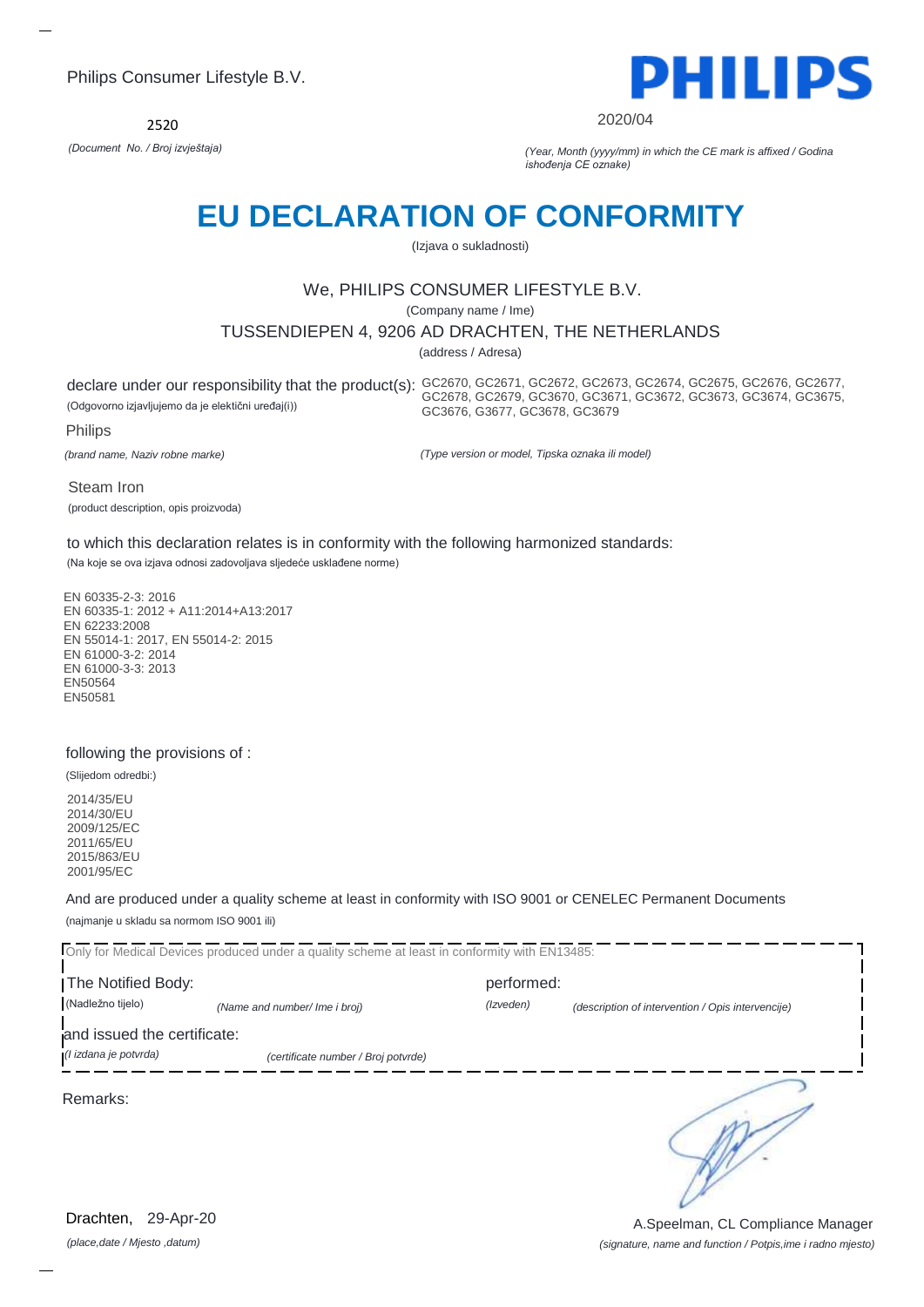Philips Consumer Lifestyle B.V.

2520

*(Document No. / Broj izvještaja)*

PHILIPS

2020/04

*(Year, Month (yyyy/mm) in which the CE mark is affixed / Godina ishođenja CE oznake)*

# EU DECLARATION OF CONFORMITY

(Izjava o sukladnosti)

We, PHILIPS CONSUMER LIFESTYLE B.V.

(Company name / Ime)

TUSSENDIEPEN 4, 9206 AD DRACHTEN, THE NETHERLANDS

(address / Adresa)

declare under our responsibility that the product(s):
(Odgovorno izjavljujemo da je elektični uređaj(i))

GC2670, GC2671, GC2672, GC2673, GC2674, GC2675, GC2676, GC2677, GC2678, GC2679, GC3670, GC3671, GC3672, GC3673, GC3674, GC3675, GC3676, G3677, GC3678, GC3679

*(Type version or model, Tipska oznaka ili model)*

Philips

*(brand name, Naziv robne marke)*

Steam Iron

(product description, opis proizvoda)

to which this declaration relates is in conformity with the following harmonized standards:

(Na koje se ova izjava odnosi zadovoljava sljedeće usklađene norme)

EN 60335-2-3: 2016
EN 60335-1: 2012 + A11:2014+A13:2017
EN 62233:2008
EN 55014-1: 2017, EN 55014-2: 2015
EN 61000-3-2: 2014
EN 61000-3-3: 2013
EN50564
EN50581

following the provisions of :

(Slijedom odredbi:)

2014/35/EU
2014/30/EU
2009/125/EC
2011/65/EU
2015/863/EU
2001/95/EC

And are produced under a quality scheme at least in conformity with ISO 9001 or CENELEC Permanent Documents

(najmanje u skladu sa normom ISO 9001 ili)

Only for Medical Devices produced under a quality scheme at least in conformity with EN13485:

The Notified Body: (Nadležno tijelo) *(Name and number/ Ime i broj)*

performed: *(Izveden)* *(description of intervention / Opis intervencije)*

and issued the certificate: *(I izdana je potvrda)* *(certificate number / Broj potvrde)*

Remarks:

Drachten, 29-Apr-20

*(place,date / Mjesto ,datum)*

A.Speelman, CL Compliance Manager

*(signature, name and function / Potpis,ime i radno mjesto)*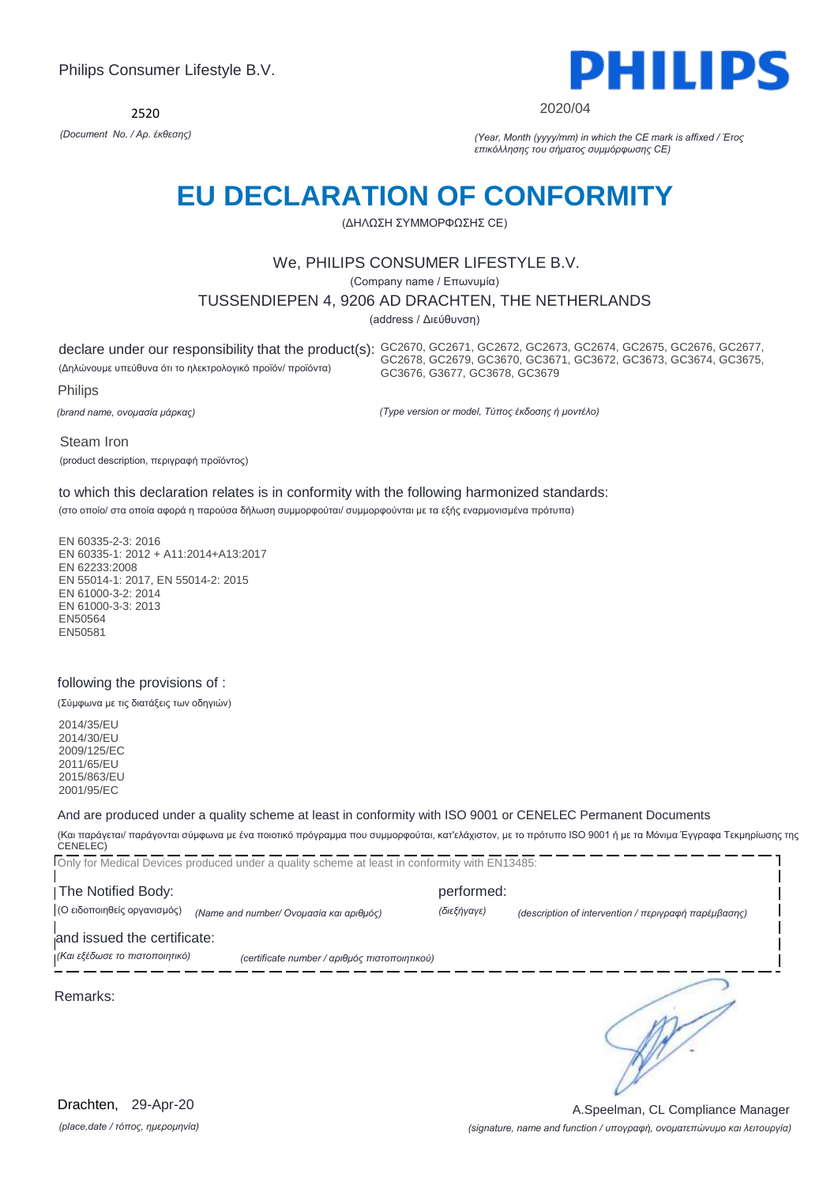Philips Consumer Lifestyle B.V.

2520

*(Document No. / Αρ. έκθεσης)*

2020/04

*(Year, Month (yyyy/mm) in which the CE mark is affixed / Έτος επικόλλησης του σήματος συμμόρφωσης CE)*

# EU DECLARATION OF CONFORMITY

(ΔΗΛΩΣΗ ΣΥΜΜΟΡΦΩΣΗΣ CE)

We, PHILIPS CONSUMER LIFESTYLE B.V.

(Company name / Επωνυμία)

TUSSENDIEPEN 4, 9206 AD DRACHTEN, THE NETHERLANDS

(address / Διεύθυνση)

declare under our responsibility that the product(s): GC2670, GC2671, GC2672, GC2673, GC2674, GC2675, GC2676, GC2677, GC2678, GC2679, GC3670, GC3671, GC3672, GC3673, GC3674, GC3675, GC3676, G3677, GC3678, GC3679

(Δηλώνουμε υπεύθυνα ότι το ηλεκτρολογικό προϊόν/ προϊόντα)

Philips

*(brand name, ονομασία μάρκας)*

*(Type version or model, Τύπος έκδοσης ή μοντέλο)*

Steam Iron

(product description, περιγραφή προϊόντος)

to which this declaration relates is in conformity with the following harmonized standards:

(στο οποίο/ στα οποία αφορά η παρούσα δήλωση συμμορφούται/ συμμορφούνται με τα εξής εναρμονισμένα πρότυπα)

EN 60335-2-3: 2016
EN 60335-1: 2012 + A11:2014+A13:2017
EN 62233:2008
EN 55014-1: 2017, EN 55014-2: 2015
EN 61000-3-2: 2014
EN 61000-3-3: 2013
EN50564
EN50581

following the provisions of :

(Σύμφωνα με τις διατάξεις των οδηγιών)

2014/35/EU
2014/30/EU
2009/125/EC
2011/65/EU
2015/863/EU
2001/95/EC

And are produced under a quality scheme at least in conformity with ISO 9001 or CENELEC Permanent Documents

(Και παράγεται/ παράγονται σύμφωνα με ένα ποιοτικό πρόγραμμα που συμμορφούται, κατ'ελάχιστον, με το πρότυπο ISO 9001 ή με τα Μόνιμα Έγγραφα Τεκμηρίωσης της CENELEC)

Only for Medical Devices produced under a quality scheme at least in conformity with EN13485:

The Notified Body: (Ο ειδοποιηθείς οργανισμός) *(Name and number/ Ονομασία και αριθμός)*

performed: *(διεξήγαγε)* *(description of intervention / περιγραφή παρέμβασης)*

and issued the certificate: *(Και εξέδωσε το πιστοποιητικό)* *(certificate number / αριθμός πιστοποιητικού)*

Remarks:

Drachten, 29-Apr-20

*(place,date / τόπος, ημερομηνία)*

A.Speelman, CL Compliance Manager

*(signature, name and function / υπογραφή, ονοματεπώνυμο και λειτουργία)*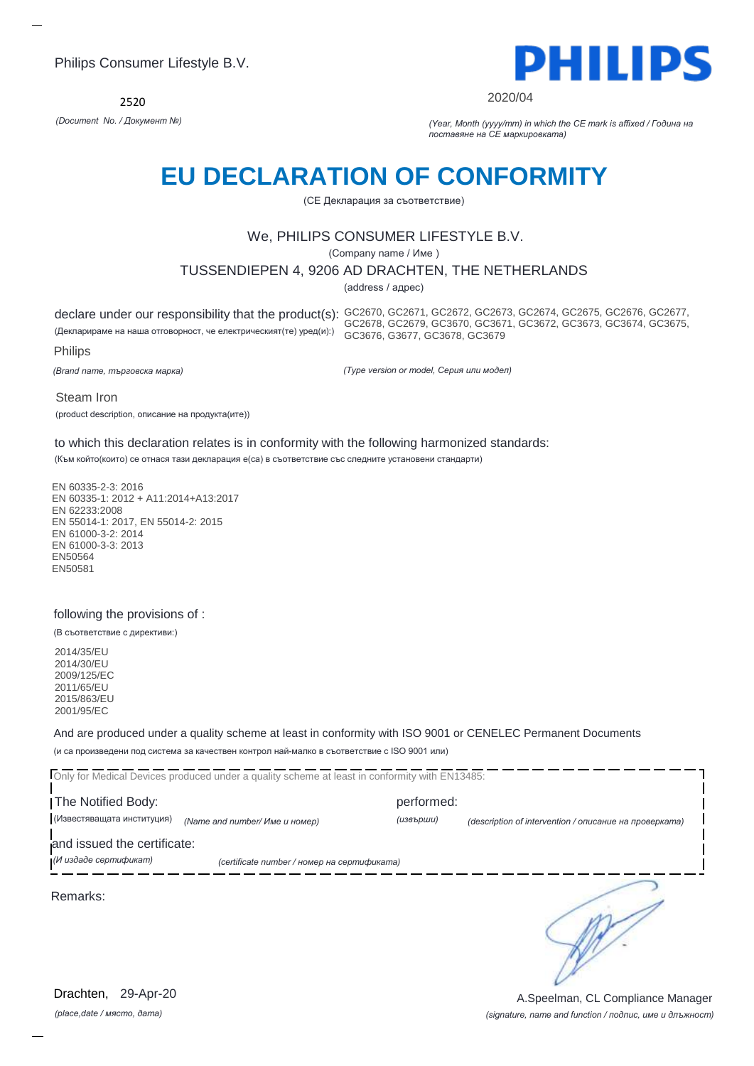Philips Consumer Lifestyle B.V.

2520

*(Document No. / Документ №)*

2020/04

*(Year, Month (yyyy/mm) in which the CE mark is affixed / Година на поставяне на CE маркировката)*

# EU DECLARATION OF CONFORMITY

(CE Декларация за съответствие)

We, PHILIPS CONSUMER LIFESTYLE B.V.

(Company name / Име )

TUSSENDIEPEN 4, 9206 AD DRACHTEN, THE NETHERLANDS

(address / адрес)

declare under our responsibility that the product(s): GC2670, GC2671, GC2672, GC2673, GC2674, GC2675, GC2676, GC2677, GC2678, GC2679, GC3670, GC3671, GC3672, GC3673, GC3674, GC3675, GC3676, G3677, GC3678, GC3679

(Декларираме на наша отговорност, че електрическият(те) уред(и):)

Philips

*(Brand name, търговска марка)*

*(Type version or model, Серия или модел)*

Steam Iron

(product description, описание на продукта(ите))

to which this declaration relates is in conformity with the following harmonized standards:

(Към който(които) се отнася тази декларация е(са) в съответствие със следните установени стандарти)

EN 60335-2-3: 2016
EN 60335-1: 2012 + A11:2014+A13:2017
EN 62233:2008
EN 55014-1: 2017, EN 55014-2: 2015
EN 61000-3-2: 2014
EN 61000-3-3: 2013
EN50564
EN50581

following the provisions of :

(В съответствие с директиви:)

2014/35/EU
2014/30/EU
2009/125/EC
2011/65/EU
2015/863/EU
2001/95/EC

And are produced under a quality scheme at least in conformity with ISO 9001 or CENELEC Permanent Documents

(и са произведени под система за качествен контрол най-малко в съответствие с ISO 9001 или)

Only for Medical Devices produced under a quality scheme at least in conformity with EN13485:

The Notified Body: (Известяващата институция) *(Name and number/ Име и номер)* performed: *(извърши)* *(description of intervention / описание на проверката)*

and issued the certificate: *(И издаде сертификат)* *(certificate number / номер на сертификата)*

Remarks:

Drachten, 29-Apr-20

*(place,date / място, дата)*

A.Speelman, CL Compliance Manager

*(signature, name and function / подпис, име и длъжност)*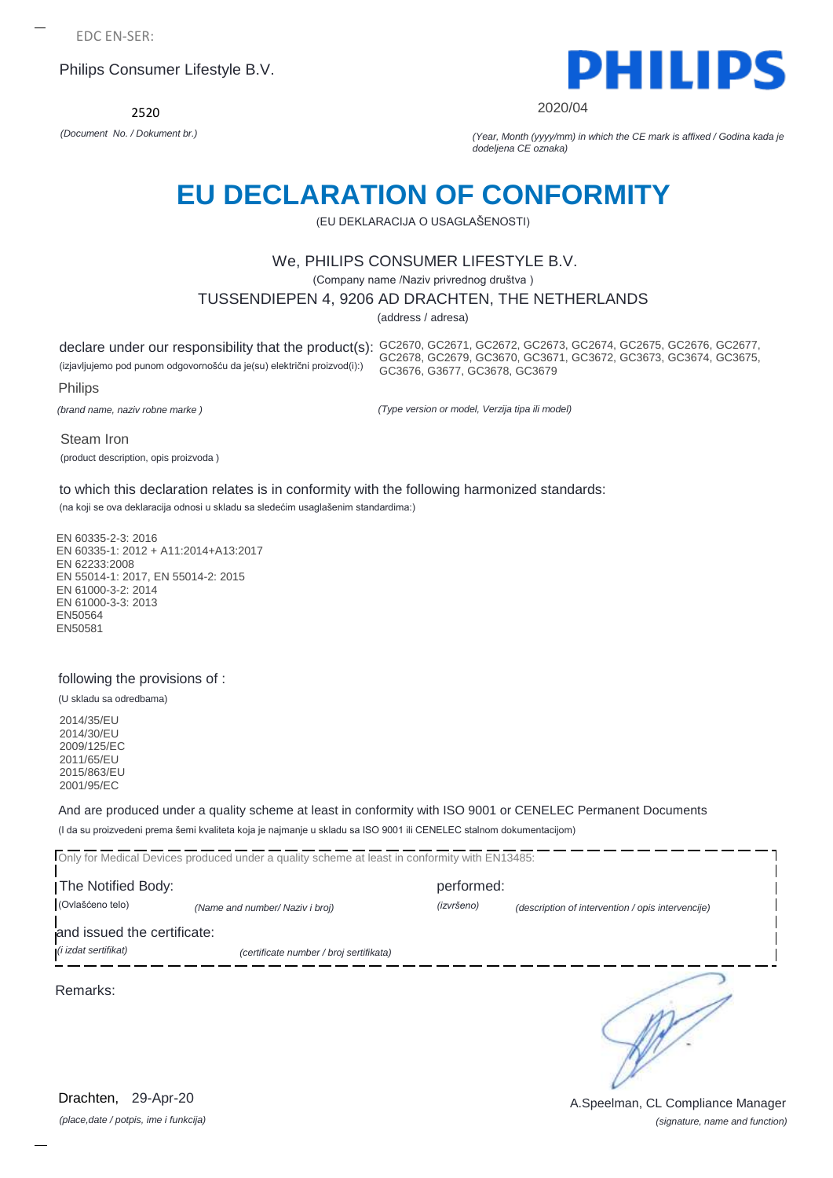EDC EN-SER:

Philips Consumer Lifestyle B.V.

2520

*(Document No. / Dokument br.)*

2020/04

*(Year, Month (yyyy/mm) in which the CE mark is affixed / Godina kada je dodeljena CE oznaka)*

# EU DECLARATION OF CONFORMITY

(EU DEKLARACIJA O USAGLAŠENOSTI)

We, PHILIPS CONSUMER LIFESTYLE B.V.

(Company name /Naziv privrednog društva )

TUSSENDIEPEN 4, 9206 AD DRACHTEN, THE NETHERLANDS

(address / adresa)

declare under our responsibility that the product(s):
(izjavljujemo pod punom odgovornošću da je(su) električni proizvod(i):)

GC2670, GC2671, GC2672, GC2673, GC2674, GC2675, GC2676, GC2677, GC2678, GC2679, GC3670, GC3671, GC3672, GC3673, GC3674, GC3675, GC3676, G3677, GC3678, GC3679

Philips

*(brand name, naziv robne marke )*

*(Type version or model, Verzija tipa ili model)*

Steam Iron

(product description, opis proizvoda )

to which this declaration relates is in conformity with the following harmonized standards:

(na koji se ova deklaracija odnosi u skladu sa sledećim usaglašenim standardima:)

EN 60335-2-3: 2016
EN 60335-1: 2012 + A11:2014+A13:2017
EN 62233:2008
EN 55014-1: 2017, EN 55014-2: 2015
EN 61000-3-2: 2014
EN 61000-3-3: 2013
EN50564
EN50581

following the provisions of :

(U skladu sa odredbama)

2014/35/EU
2014/30/EU
2009/125/EC
2011/65/EU
2015/863/EU
2001/95/EC

And are produced under a quality scheme at least in conformity with ISO 9001 or CENELEC Permanent Documents

(I da su proizvedeni prema šemi kvaliteta koja je najmanje u skladu sa ISO 9001 ili CENELEC stalnom dokumentacijom)

Only for Medical Devices produced under a quality scheme at least in conformity with EN13485:

The Notified Body: (Ovlašćeno telo) *(Name and number/ Naziv i broj)*

performed: *(izvršeno)* *(description of intervention / opis intervencije)*

and issued the certificate: *(i izdat sertifikat)* *(certificate number / broj sertifikata)*

Remarks:

Drachten, 29-Apr-20

*(place,date / potpis, ime i funkcija)*

A.Speelman, CL Compliance Manager

*(signature, name and function)*